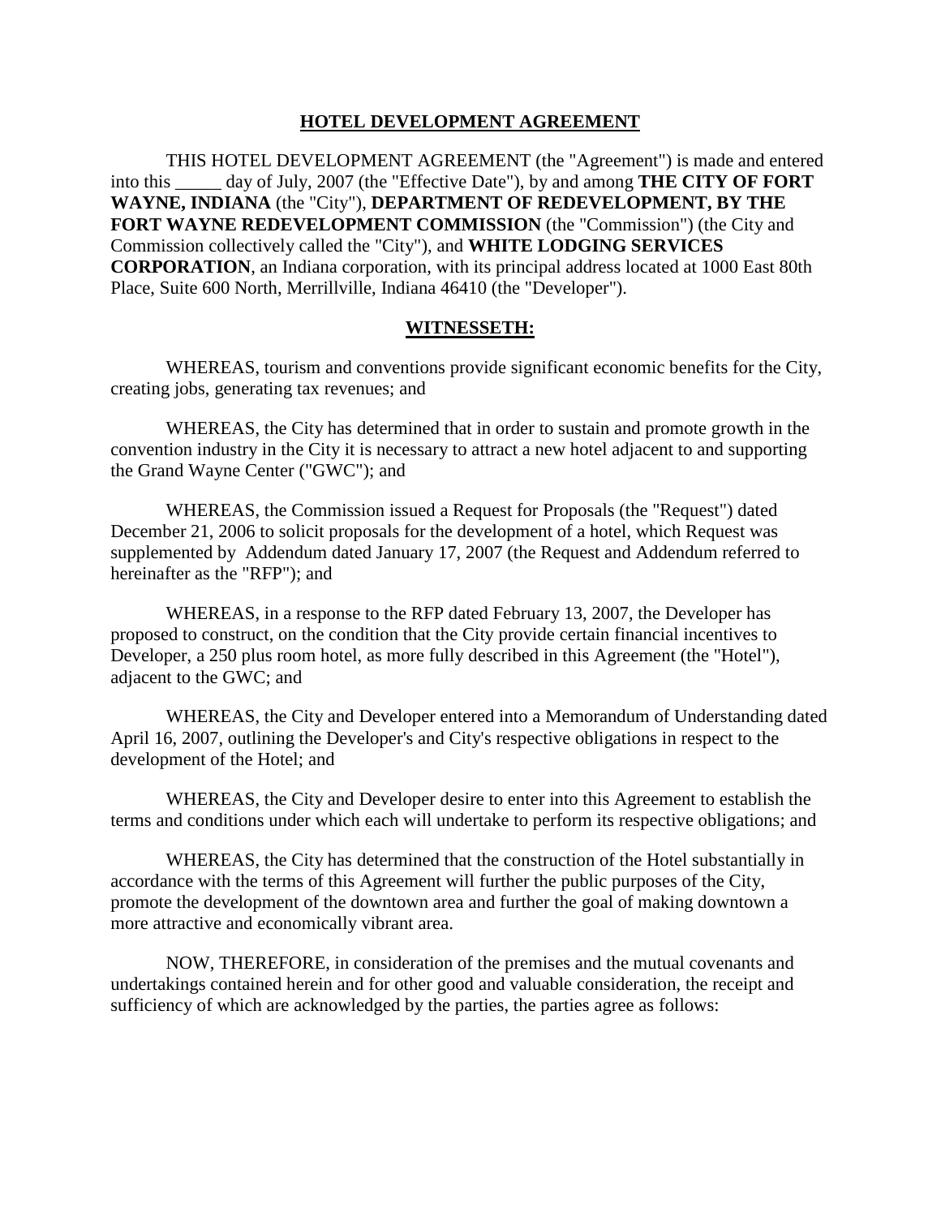# HOTEL DEVELOPMENT AGREEMENT

THIS HOTEL DEVELOPMENT AGREEMENT (the "Agreement") is made and entered into this _____ day of July, 2007 (the "Effective Date"), by and among **THE CITY OF FORT WAYNE, INDIANA** (the "City"), **DEPARTMENT OF REDEVELOPMENT, BY THE FORT WAYNE REDEVELOPMENT COMMISSION** (the "Commission") (the City and Commission collectively called the "City"), and **WHITE LODGING SERVICES CORPORATION**, an Indiana corporation, with its principal address located at 1000 East 80th Place, Suite 600 North, Merrillville, Indiana 46410 (the "Developer").

## WITNESSETH:

WHEREAS, tourism and conventions provide significant economic benefits for the City, creating jobs, generating tax revenues; and

WHEREAS, the City has determined that in order to sustain and promote growth in the convention industry in the City it is necessary to attract a new hotel adjacent to and supporting the Grand Wayne Center ("GWC"); and

WHEREAS, the Commission issued a Request for Proposals (the "Request") dated December 21, 2006 to solicit proposals for the development of a hotel, which Request was supplemented by Addendum dated January 17, 2007 (the Request and Addendum referred to hereinafter as the "RFP"); and

WHEREAS, in a response to the RFP dated February 13, 2007, the Developer has proposed to construct, on the condition that the City provide certain financial incentives to Developer, a 250 plus room hotel, as more fully described in this Agreement (the "Hotel"), adjacent to the GWC; and

WHEREAS, the City and Developer entered into a Memorandum of Understanding dated April 16, 2007, outlining the Developer's and City's respective obligations in respect to the development of the Hotel; and

WHEREAS, the City and Developer desire to enter into this Agreement to establish the terms and conditions under which each will undertake to perform its respective obligations; and

WHEREAS, the City has determined that the construction of the Hotel substantially in accordance with the terms of this Agreement will further the public purposes of the City, promote the development of the downtown area and further the goal of making downtown a more attractive and economically vibrant area.

NOW, THEREFORE, in consideration of the premises and the mutual covenants and undertakings contained herein and for other good and valuable consideration, the receipt and sufficiency of which are acknowledged by the parties, the parties agree as follows: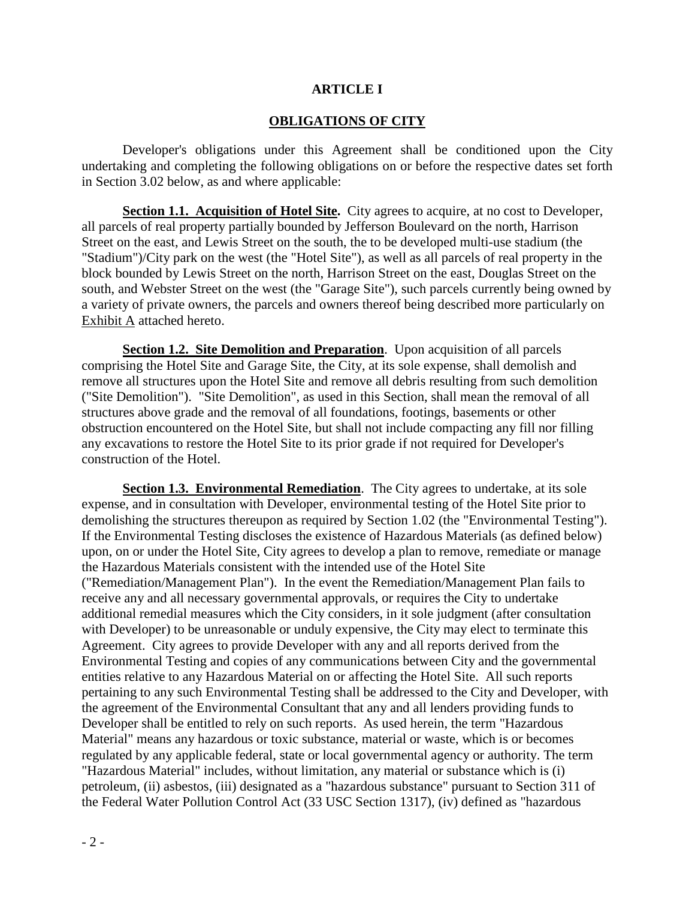## ARTICLE I

## OBLIGATIONS OF CITY

Developer's obligations under this Agreement shall be conditioned upon the City undertaking and completing the following obligations on or before the respective dates set forth in Section 3.02 below, as and where applicable:

**Section 1.1. Acquisition of Hotel Site.** City agrees to acquire, at no cost to Developer, all parcels of real property partially bounded by Jefferson Boulevard on the north, Harrison Street on the east, and Lewis Street on the south, the to be developed multi-use stadium (the "Stadium")/City park on the west (the "Hotel Site"), as well as all parcels of real property in the block bounded by Lewis Street on the north, Harrison Street on the east, Douglas Street on the south, and Webster Street on the west (the "Garage Site"), such parcels currently being owned by a variety of private owners, the parcels and owners thereof being described more particularly on Exhibit A attached hereto.

**Section 1.2. Site Demolition and Preparation**. Upon acquisition of all parcels comprising the Hotel Site and Garage Site, the City, at its sole expense, shall demolish and remove all structures upon the Hotel Site and remove all debris resulting from such demolition ("Site Demolition"). "Site Demolition", as used in this Section, shall mean the removal of all structures above grade and the removal of all foundations, footings, basements or other obstruction encountered on the Hotel Site, but shall not include compacting any fill nor filling any excavations to restore the Hotel Site to its prior grade if not required for Developer's construction of the Hotel.

**Section 1.3. Environmental Remediation**. The City agrees to undertake, at its sole expense, and in consultation with Developer, environmental testing of the Hotel Site prior to demolishing the structures thereupon as required by Section 1.02 (the "Environmental Testing"). If the Environmental Testing discloses the existence of Hazardous Materials (as defined below) upon, on or under the Hotel Site, City agrees to develop a plan to remove, remediate or manage the Hazardous Materials consistent with the intended use of the Hotel Site ("Remediation/Management Plan"). In the event the Remediation/Management Plan fails to receive any and all necessary governmental approvals, or requires the City to undertake additional remedial measures which the City considers, in it sole judgment (after consultation with Developer) to be unreasonable or unduly expensive, the City may elect to terminate this Agreement. City agrees to provide Developer with any and all reports derived from the Environmental Testing and copies of any communications between City and the governmental entities relative to any Hazardous Material on or affecting the Hotel Site. All such reports pertaining to any such Environmental Testing shall be addressed to the City and Developer, with the agreement of the Environmental Consultant that any and all lenders providing funds to Developer shall be entitled to rely on such reports. As used herein, the term "Hazardous Material" means any hazardous or toxic substance, material or waste, which is or becomes regulated by any applicable federal, state or local governmental agency or authority. The term "Hazardous Material" includes, without limitation, any material or substance which is (i) petroleum, (ii) asbestos, (iii) designated as a "hazardous substance" pursuant to Section 311 of the Federal Water Pollution Control Act (33 USC Section 1317), (iv) defined as "hazardous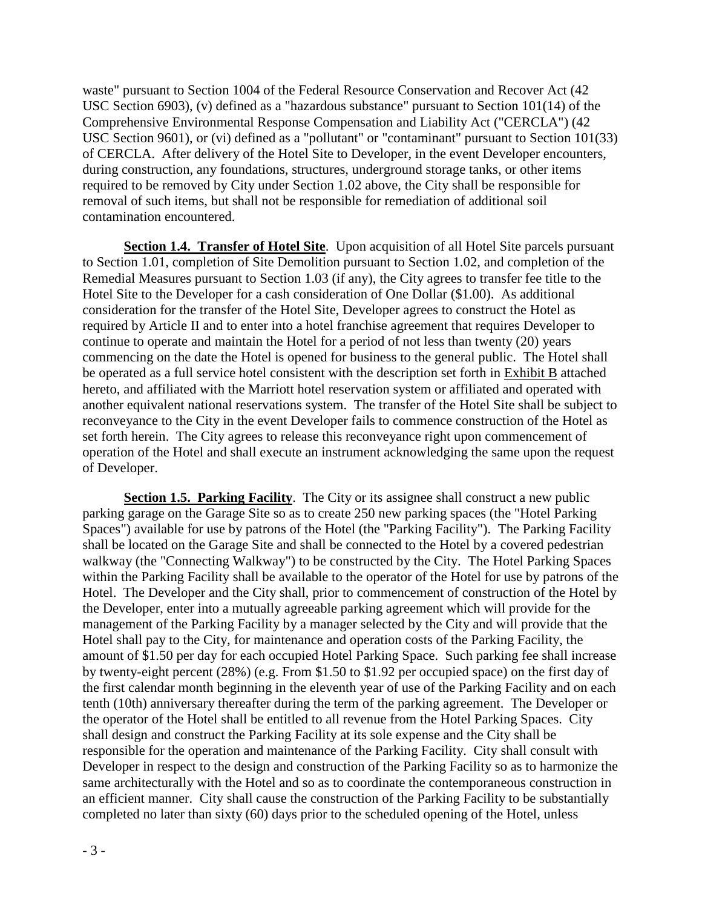waste" pursuant to Section 1004 of the Federal Resource Conservation and Recover Act (42 USC Section 6903), (v) defined as a "hazardous substance" pursuant to Section 101(14) of the Comprehensive Environmental Response Compensation and Liability Act ("CERCLA") (42 USC Section 9601), or (vi) defined as a "pollutant" or "contaminant" pursuant to Section 101(33) of CERCLA. After delivery of the Hotel Site to Developer, in the event Developer encounters, during construction, any foundations, structures, underground storage tanks, or other items required to be removed by City under Section 1.02 above, the City shall be responsible for removal of such items, but shall not be responsible for remediation of additional soil contamination encountered.

**Section 1.4. Transfer of Hotel Site**. Upon acquisition of all Hotel Site parcels pursuant to Section 1.01, completion of Site Demolition pursuant to Section 1.02, and completion of the Remedial Measures pursuant to Section 1.03 (if any), the City agrees to transfer fee title to the Hotel Site to the Developer for a cash consideration of One Dollar ($1.00). As additional consideration for the transfer of the Hotel Site, Developer agrees to construct the Hotel as required by Article II and to enter into a hotel franchise agreement that requires Developer to continue to operate and maintain the Hotel for a period of not less than twenty (20) years commencing on the date the Hotel is opened for business to the general public. The Hotel shall be operated as a full service hotel consistent with the description set forth in Exhibit B attached hereto, and affiliated with the Marriott hotel reservation system or affiliated and operated with another equivalent national reservations system. The transfer of the Hotel Site shall be subject to reconveyance to the City in the event Developer fails to commence construction of the Hotel as set forth herein. The City agrees to release this reconveyance right upon commencement of operation of the Hotel and shall execute an instrument acknowledging the same upon the request of Developer.

**Section 1.5. Parking Facility**. The City or its assignee shall construct a new public parking garage on the Garage Site so as to create 250 new parking spaces (the "Hotel Parking Spaces") available for use by patrons of the Hotel (the "Parking Facility"). The Parking Facility shall be located on the Garage Site and shall be connected to the Hotel by a covered pedestrian walkway (the "Connecting Walkway") to be constructed by the City. The Hotel Parking Spaces within the Parking Facility shall be available to the operator of the Hotel for use by patrons of the Hotel. The Developer and the City shall, prior to commencement of construction of the Hotel by the Developer, enter into a mutually agreeable parking agreement which will provide for the management of the Parking Facility by a manager selected by the City and will provide that the Hotel shall pay to the City, for maintenance and operation costs of the Parking Facility, the amount of $1.50 per day for each occupied Hotel Parking Space. Such parking fee shall increase by twenty-eight percent (28%) (e.g. From $1.50 to $1.92 per occupied space) on the first day of the first calendar month beginning in the eleventh year of use of the Parking Facility and on each tenth (10th) anniversary thereafter during the term of the parking agreement. The Developer or the operator of the Hotel shall be entitled to all revenue from the Hotel Parking Spaces. City shall design and construct the Parking Facility at its sole expense and the City shall be responsible for the operation and maintenance of the Parking Facility. City shall consult with Developer in respect to the design and construction of the Parking Facility so as to harmonize the same architecturally with the Hotel and so as to coordinate the contemporaneous construction in an efficient manner. City shall cause the construction of the Parking Facility to be substantially completed no later than sixty (60) days prior to the scheduled opening of the Hotel, unless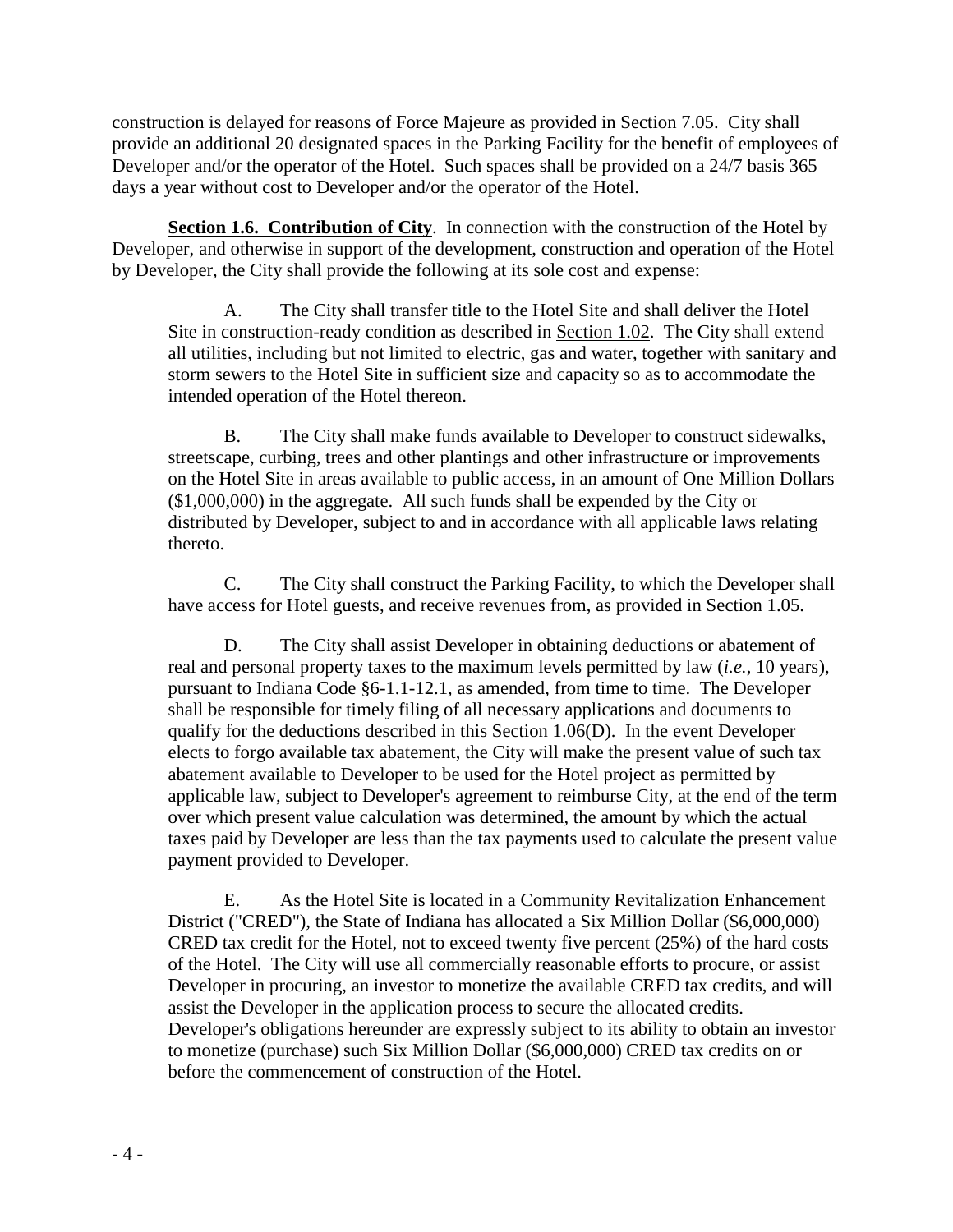construction is delayed for reasons of Force Majeure as provided in Section 7.05. City shall provide an additional 20 designated spaces in the Parking Facility for the benefit of employees of Developer and/or the operator of the Hotel. Such spaces shall be provided on a 24/7 basis 365 days a year without cost to Developer and/or the operator of the Hotel.

**Section 1.6. Contribution of City**. In connection with the construction of the Hotel by Developer, and otherwise in support of the development, construction and operation of the Hotel by Developer, the City shall provide the following at its sole cost and expense:

A. The City shall transfer title to the Hotel Site and shall deliver the Hotel Site in construction-ready condition as described in Section 1.02. The City shall extend all utilities, including but not limited to electric, gas and water, together with sanitary and storm sewers to the Hotel Site in sufficient size and capacity so as to accommodate the intended operation of the Hotel thereon.

B. The City shall make funds available to Developer to construct sidewalks, streetscape, curbing, trees and other plantings and other infrastructure or improvements on the Hotel Site in areas available to public access, in an amount of One Million Dollars ($1,000,000) in the aggregate. All such funds shall be expended by the City or distributed by Developer, subject to and in accordance with all applicable laws relating thereto.

C. The City shall construct the Parking Facility, to which the Developer shall have access for Hotel guests, and receive revenues from, as provided in Section 1.05.

D. The City shall assist Developer in obtaining deductions or abatement of real and personal property taxes to the maximum levels permitted by law (*i.e.*, 10 years), pursuant to Indiana Code §6-1.1-12.1, as amended, from time to time. The Developer shall be responsible for timely filing of all necessary applications and documents to qualify for the deductions described in this Section 1.06(D). In the event Developer elects to forgo available tax abatement, the City will make the present value of such tax abatement available to Developer to be used for the Hotel project as permitted by applicable law, subject to Developer's agreement to reimburse City, at the end of the term over which present value calculation was determined, the amount by which the actual taxes paid by Developer are less than the tax payments used to calculate the present value payment provided to Developer.

E. As the Hotel Site is located in a Community Revitalization Enhancement District ("CRED"), the State of Indiana has allocated a Six Million Dollar ($6,000,000) CRED tax credit for the Hotel, not to exceed twenty five percent (25%) of the hard costs of the Hotel. The City will use all commercially reasonable efforts to procure, or assist Developer in procuring, an investor to monetize the available CRED tax credits, and will assist the Developer in the application process to secure the allocated credits. Developer's obligations hereunder are expressly subject to its ability to obtain an investor to monetize (purchase) such Six Million Dollar ($6,000,000) CRED tax credits on or before the commencement of construction of the Hotel.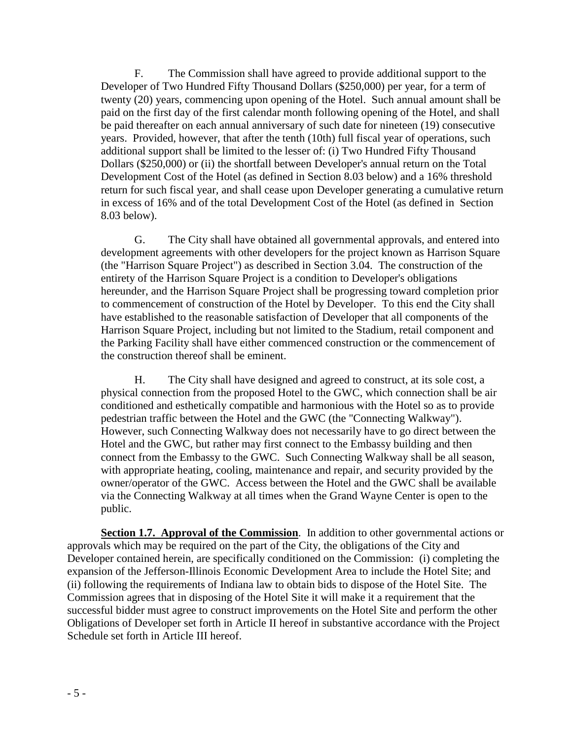F. The Commission shall have agreed to provide additional support to the Developer of Two Hundred Fifty Thousand Dollars ($250,000) per year, for a term of twenty (20) years, commencing upon opening of the Hotel. Such annual amount shall be paid on the first day of the first calendar month following opening of the Hotel, and shall be paid thereafter on each annual anniversary of such date for nineteen (19) consecutive years. Provided, however, that after the tenth (10th) full fiscal year of operations, such additional support shall be limited to the lesser of: (i) Two Hundred Fifty Thousand Dollars ($250,000) or (ii) the shortfall between Developer's annual return on the Total Development Cost of the Hotel (as defined in Section 8.03 below) and a 16% threshold return for such fiscal year, and shall cease upon Developer generating a cumulative return in excess of 16% and of the total Development Cost of the Hotel (as defined in Section 8.03 below).

G. The City shall have obtained all governmental approvals, and entered into development agreements with other developers for the project known as Harrison Square (the "Harrison Square Project") as described in Section 3.04. The construction of the entirety of the Harrison Square Project is a condition to Developer's obligations hereunder, and the Harrison Square Project shall be progressing toward completion prior to commencement of construction of the Hotel by Developer. To this end the City shall have established to the reasonable satisfaction of Developer that all components of the Harrison Square Project, including but not limited to the Stadium, retail component and the Parking Facility shall have either commenced construction or the commencement of the construction thereof shall be eminent.

H. The City shall have designed and agreed to construct, at its sole cost, a physical connection from the proposed Hotel to the GWC, which connection shall be air conditioned and esthetically compatible and harmonious with the Hotel so as to provide pedestrian traffic between the Hotel and the GWC (the "Connecting Walkway"). However, such Connecting Walkway does not necessarily have to go direct between the Hotel and the GWC, but rather may first connect to the Embassy building and then connect from the Embassy to the GWC. Such Connecting Walkway shall be all season, with appropriate heating, cooling, maintenance and repair, and security provided by the owner/operator of the GWC. Access between the Hotel and the GWC shall be available via the Connecting Walkway at all times when the Grand Wayne Center is open to the public.

**Section 1.7. Approval of the Commission**. In addition to other governmental actions or approvals which may be required on the part of the City, the obligations of the City and Developer contained herein, are specifically conditioned on the Commission: (i) completing the expansion of the Jefferson-Illinois Economic Development Area to include the Hotel Site; and (ii) following the requirements of Indiana law to obtain bids to dispose of the Hotel Site. The Commission agrees that in disposing of the Hotel Site it will make it a requirement that the successful bidder must agree to construct improvements on the Hotel Site and perform the other Obligations of Developer set forth in Article II hereof in substantive accordance with the Project Schedule set forth in Article III hereof.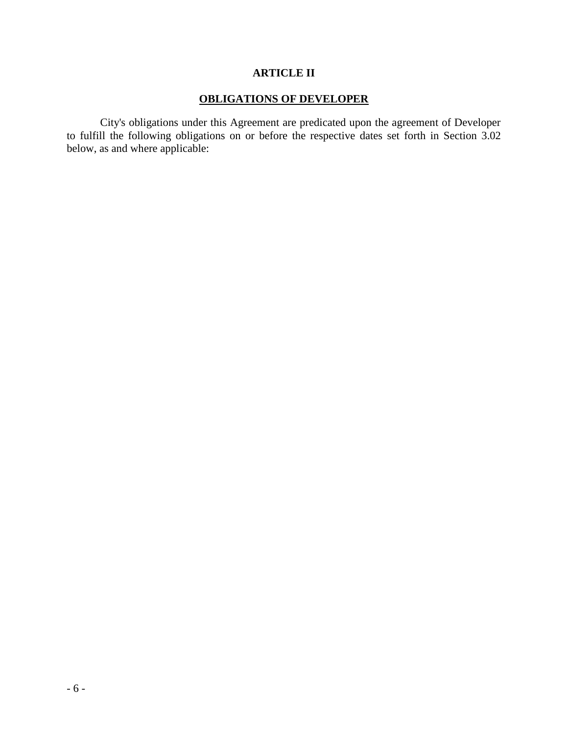## ARTICLE II

## OBLIGATIONS OF DEVELOPER

City's obligations under this Agreement are predicated upon the agreement of Developer to fulfill the following obligations on or before the respective dates set forth in Section 3.02 below, as and where applicable: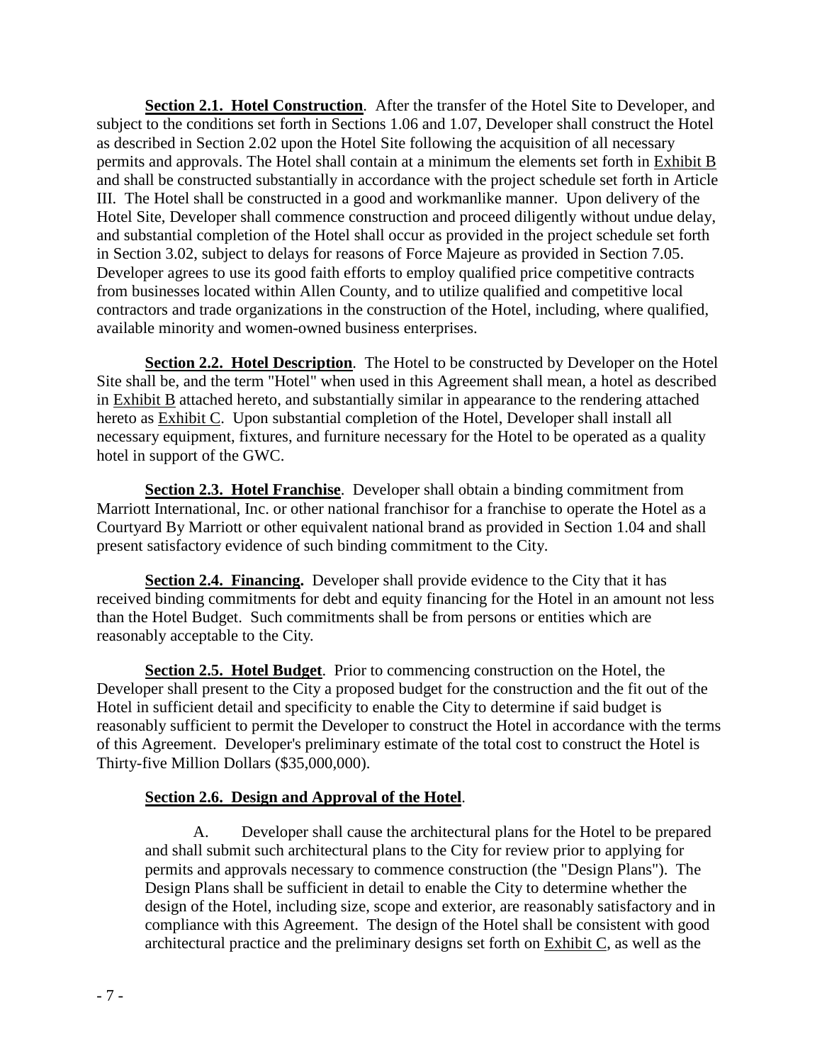**Section 2.1. Hotel Construction**. After the transfer of the Hotel Site to Developer, and subject to the conditions set forth in Sections 1.06 and 1.07, Developer shall construct the Hotel as described in Section 2.02 upon the Hotel Site following the acquisition of all necessary permits and approvals. The Hotel shall contain at a minimum the elements set forth in Exhibit B and shall be constructed substantially in accordance with the project schedule set forth in Article III. The Hotel shall be constructed in a good and workmanlike manner. Upon delivery of the Hotel Site, Developer shall commence construction and proceed diligently without undue delay, and substantial completion of the Hotel shall occur as provided in the project schedule set forth in Section 3.02, subject to delays for reasons of Force Majeure as provided in Section 7.05. Developer agrees to use its good faith efforts to employ qualified price competitive contracts from businesses located within Allen County, and to utilize qualified and competitive local contractors and trade organizations in the construction of the Hotel, including, where qualified, available minority and women-owned business enterprises.

**Section 2.2. Hotel Description**. The Hotel to be constructed by Developer on the Hotel Site shall be, and the term "Hotel" when used in this Agreement shall mean, a hotel as described in Exhibit B attached hereto, and substantially similar in appearance to the rendering attached hereto as Exhibit C. Upon substantial completion of the Hotel, Developer shall install all necessary equipment, fixtures, and furniture necessary for the Hotel to be operated as a quality hotel in support of the GWC.

**Section 2.3. Hotel Franchise**. Developer shall obtain a binding commitment from Marriott International, Inc. or other national franchisor for a franchise to operate the Hotel as a Courtyard By Marriott or other equivalent national brand as provided in Section 1.04 and shall present satisfactory evidence of such binding commitment to the City.

**Section 2.4. Financing.** Developer shall provide evidence to the City that it has received binding commitments for debt and equity financing for the Hotel in an amount not less than the Hotel Budget. Such commitments shall be from persons or entities which are reasonably acceptable to the City.

**Section 2.5. Hotel Budget**. Prior to commencing construction on the Hotel, the Developer shall present to the City a proposed budget for the construction and the fit out of the Hotel in sufficient detail and specificity to enable the City to determine if said budget is reasonably sufficient to permit the Developer to construct the Hotel in accordance with the terms of this Agreement. Developer's preliminary estimate of the total cost to construct the Hotel is Thirty-five Million Dollars ($35,000,000).

**Section 2.6. Design and Approval of the Hotel**.

A. Developer shall cause the architectural plans for the Hotel to be prepared and shall submit such architectural plans to the City for review prior to applying for permits and approvals necessary to commence construction (the "Design Plans"). The Design Plans shall be sufficient in detail to enable the City to determine whether the design of the Hotel, including size, scope and exterior, are reasonably satisfactory and in compliance with this Agreement. The design of the Hotel shall be consistent with good architectural practice and the preliminary designs set forth on Exhibit C, as well as the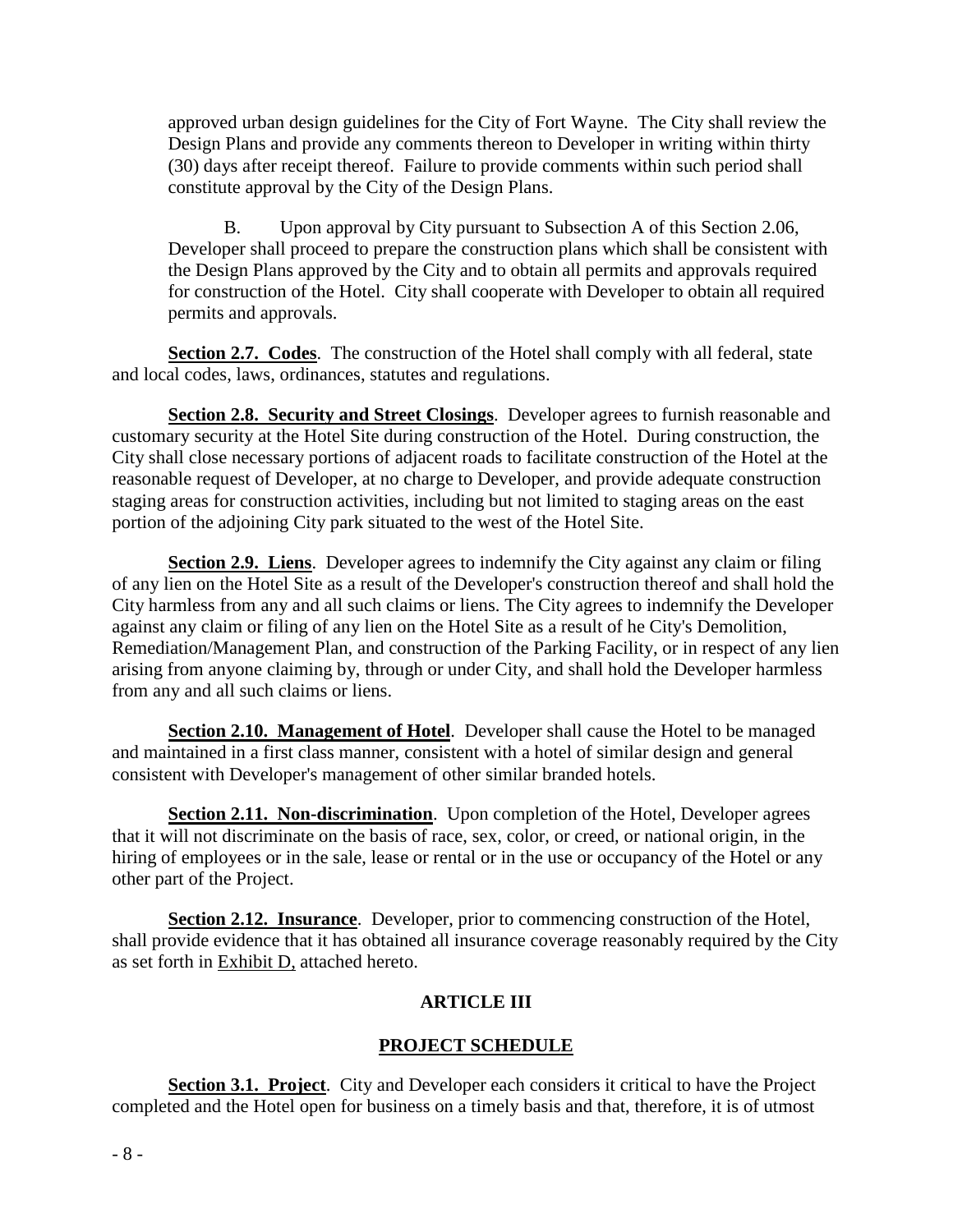approved urban design guidelines for the City of Fort Wayne. The City shall review the Design Plans and provide any comments thereon to Developer in writing within thirty (30) days after receipt thereof. Failure to provide comments within such period shall constitute approval by the City of the Design Plans.

B. Upon approval by City pursuant to Subsection A of this Section 2.06, Developer shall proceed to prepare the construction plans which shall be consistent with the Design Plans approved by the City and to obtain all permits and approvals required for construction of the Hotel. City shall cooperate with Developer to obtain all required permits and approvals.

**Section 2.7. Codes**. The construction of the Hotel shall comply with all federal, state and local codes, laws, ordinances, statutes and regulations.

**Section 2.8. Security and Street Closings**. Developer agrees to furnish reasonable and customary security at the Hotel Site during construction of the Hotel. During construction, the City shall close necessary portions of adjacent roads to facilitate construction of the Hotel at the reasonable request of Developer, at no charge to Developer, and provide adequate construction staging areas for construction activities, including but not limited to staging areas on the east portion of the adjoining City park situated to the west of the Hotel Site.

**Section 2.9. Liens**. Developer agrees to indemnify the City against any claim or filing of any lien on the Hotel Site as a result of the Developer's construction thereof and shall hold the City harmless from any and all such claims or liens. The City agrees to indemnify the Developer against any claim or filing of any lien on the Hotel Site as a result of he City's Demolition, Remediation/Management Plan, and construction of the Parking Facility, or in respect of any lien arising from anyone claiming by, through or under City, and shall hold the Developer harmless from any and all such claims or liens.

**Section 2.10. Management of Hotel**. Developer shall cause the Hotel to be managed and maintained in a first class manner, consistent with a hotel of similar design and general consistent with Developer's management of other similar branded hotels.

**Section 2.11. Non-discrimination**. Upon completion of the Hotel, Developer agrees that it will not discriminate on the basis of race, sex, color, or creed, or national origin, in the hiring of employees or in the sale, lease or rental or in the use or occupancy of the Hotel or any other part of the Project.

**Section 2.12. Insurance**. Developer, prior to commencing construction of the Hotel, shall provide evidence that it has obtained all insurance coverage reasonably required by the City as set forth in Exhibit D, attached hereto.

## ARTICLE III

## PROJECT SCHEDULE

**Section 3.1. Project**. City and Developer each considers it critical to have the Project completed and the Hotel open for business on a timely basis and that, therefore, it is of utmost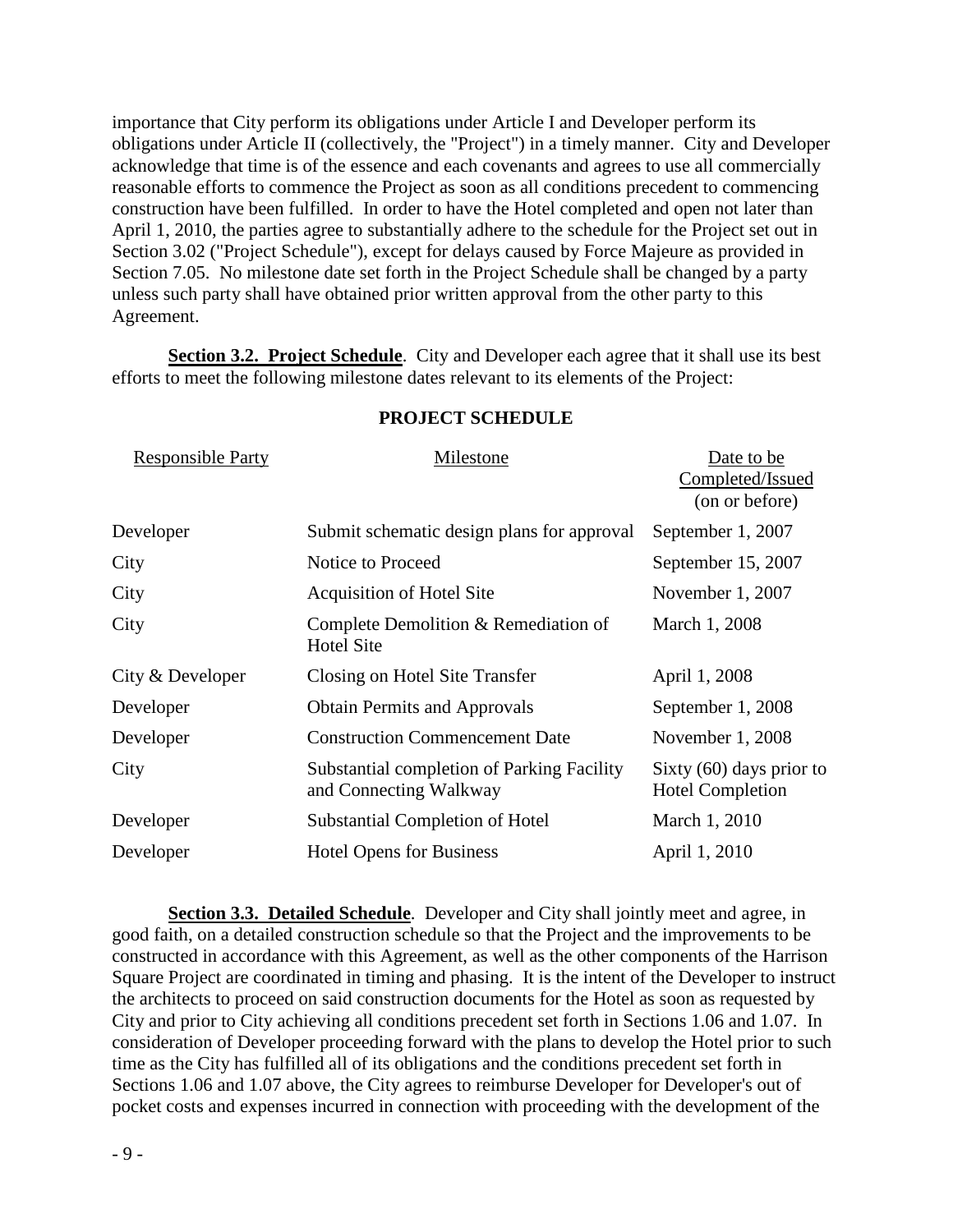importance that City perform its obligations under Article I and Developer perform its obligations under Article II (collectively, the "Project") in a timely manner. City and Developer acknowledge that time is of the essence and each covenants and agrees to use all commercially reasonable efforts to commence the Project as soon as all conditions precedent to commencing construction have been fulfilled. In order to have the Hotel completed and open not later than April 1, 2010, the parties agree to substantially adhere to the schedule for the Project set out in Section 3.02 ("Project Schedule"), except for delays caused by Force Majeure as provided in Section 7.05. No milestone date set forth in the Project Schedule shall be changed by a party unless such party shall have obtained prior written approval from the other party to this Agreement.

**Section 3.2. Project Schedule**. City and Developer each agree that it shall use its best efforts to meet the following milestone dates relevant to its elements of the Project:

**PROJECT SCHEDULE**

| Responsible Party | Milestone | Date to be Completed/Issued (on or before) |
|---|---|---|
| Developer | Submit schematic design plans for approval | September 1, 2007 |
| City | Notice to Proceed | September 15, 2007 |
| City | Acquisition of Hotel Site | November 1, 2007 |
| City | Complete Demolition & Remediation of Hotel Site | March 1, 2008 |
| City & Developer | Closing on Hotel Site Transfer | April 1, 2008 |
| Developer | Obtain Permits and Approvals | September 1, 2008 |
| Developer | Construction Commencement Date | November 1, 2008 |
| City | Substantial completion of Parking Facility and Connecting Walkway | Sixty (60) days prior to Hotel Completion |
| Developer | Substantial Completion of Hotel | March 1, 2010 |
| Developer | Hotel Opens for Business | April 1, 2010 |

**Section 3.3. Detailed Schedule**. Developer and City shall jointly meet and agree, in good faith, on a detailed construction schedule so that the Project and the improvements to be constructed in accordance with this Agreement, as well as the other components of the Harrison Square Project are coordinated in timing and phasing. It is the intent of the Developer to instruct the architects to proceed on said construction documents for the Hotel as soon as requested by City and prior to City achieving all conditions precedent set forth in Sections 1.06 and 1.07. In consideration of Developer proceeding forward with the plans to develop the Hotel prior to such time as the City has fulfilled all of its obligations and the conditions precedent set forth in Sections 1.06 and 1.07 above, the City agrees to reimburse Developer for Developer's out of pocket costs and expenses incurred in connection with proceeding with the development of the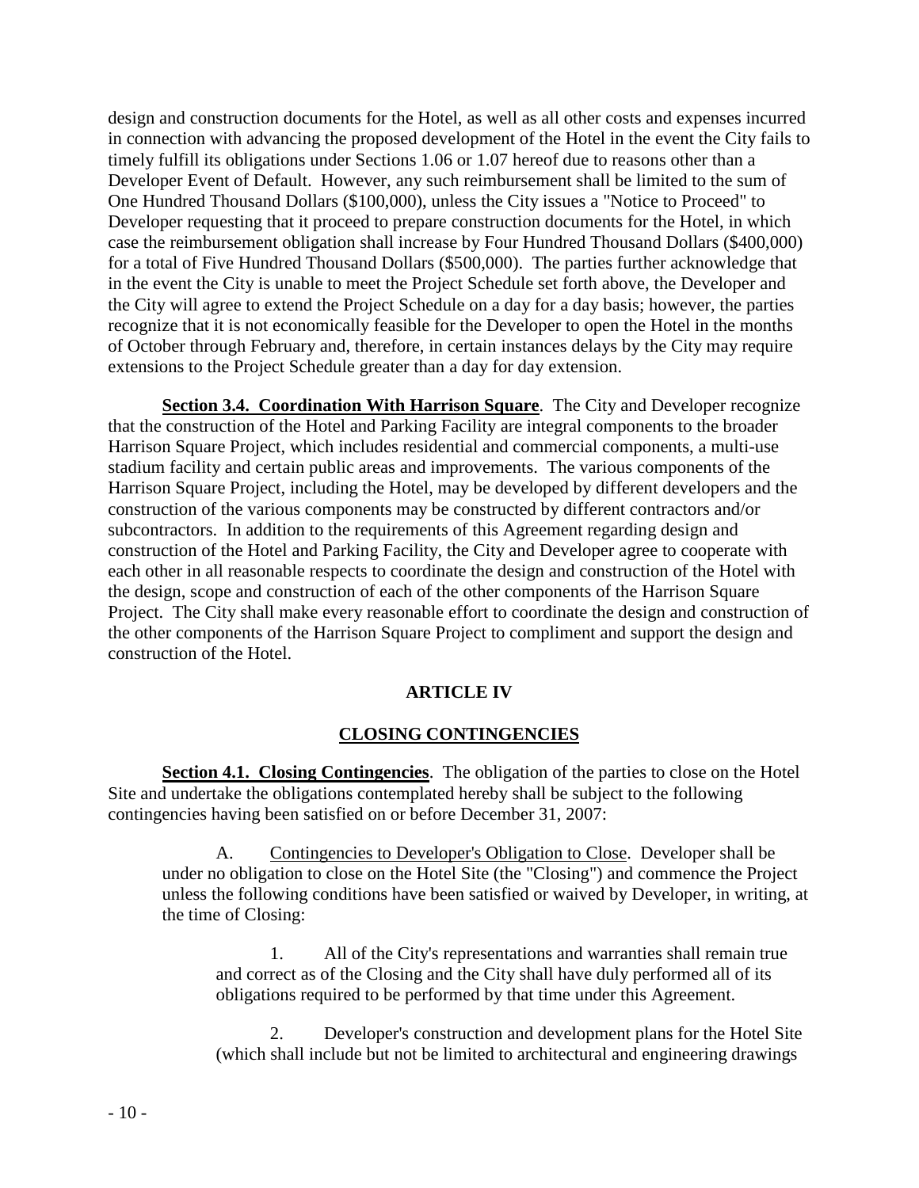design and construction documents for the Hotel, as well as all other costs and expenses incurred in connection with advancing the proposed development of the Hotel in the event the City fails to timely fulfill its obligations under Sections 1.06 or 1.07 hereof due to reasons other than a Developer Event of Default. However, any such reimbursement shall be limited to the sum of One Hundred Thousand Dollars ($100,000), unless the City issues a "Notice to Proceed" to Developer requesting that it proceed to prepare construction documents for the Hotel, in which case the reimbursement obligation shall increase by Four Hundred Thousand Dollars ($400,000) for a total of Five Hundred Thousand Dollars ($500,000). The parties further acknowledge that in the event the City is unable to meet the Project Schedule set forth above, the Developer and the City will agree to extend the Project Schedule on a day for a day basis; however, the parties recognize that it is not economically feasible for the Developer to open the Hotel in the months of October through February and, therefore, in certain instances delays by the City may require extensions to the Project Schedule greater than a day for day extension.

**Section 3.4. Coordination With Harrison Square**. The City and Developer recognize that the construction of the Hotel and Parking Facility are integral components to the broader Harrison Square Project, which includes residential and commercial components, a multi-use stadium facility and certain public areas and improvements. The various components of the Harrison Square Project, including the Hotel, may be developed by different developers and the construction of the various components may be constructed by different contractors and/or subcontractors. In addition to the requirements of this Agreement regarding design and construction of the Hotel and Parking Facility, the City and Developer agree to cooperate with each other in all reasonable respects to coordinate the design and construction of the Hotel with the design, scope and construction of each of the other components of the Harrison Square Project. The City shall make every reasonable effort to coordinate the design and construction of the other components of the Harrison Square Project to compliment and support the design and construction of the Hotel.

## ARTICLE IV

## CLOSING CONTINGENCIES

**Section 4.1. Closing Contingencies**. The obligation of the parties to close on the Hotel Site and undertake the obligations contemplated hereby shall be subject to the following contingencies having been satisfied on or before December 31, 2007:

A. Contingencies to Developer's Obligation to Close. Developer shall be under no obligation to close on the Hotel Site (the "Closing") and commence the Project unless the following conditions have been satisfied or waived by Developer, in writing, at the time of Closing:

1. All of the City's representations and warranties shall remain true and correct as of the Closing and the City shall have duly performed all of its obligations required to be performed by that time under this Agreement.

2. Developer's construction and development plans for the Hotel Site (which shall include but not be limited to architectural and engineering drawings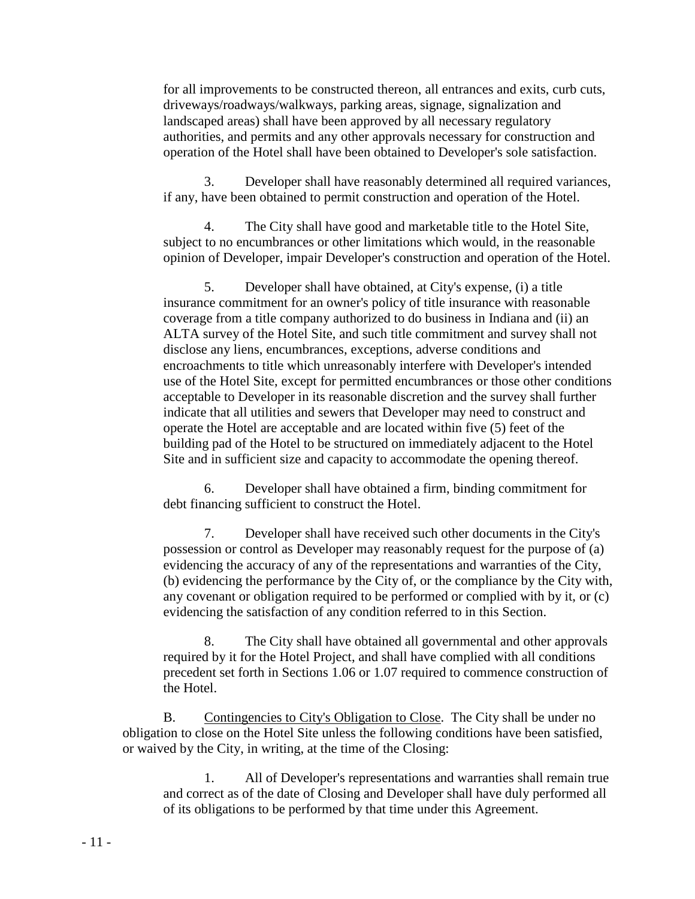for all improvements to be constructed thereon, all entrances and exits, curb cuts, driveways/roadways/walkways, parking areas, signage, signalization and landscaped areas) shall have been approved by all necessary regulatory authorities, and permits and any other approvals necessary for construction and operation of the Hotel shall have been obtained to Developer's sole satisfaction.

3. Developer shall have reasonably determined all required variances, if any, have been obtained to permit construction and operation of the Hotel.

4. The City shall have good and marketable title to the Hotel Site, subject to no encumbrances or other limitations which would, in the reasonable opinion of Developer, impair Developer's construction and operation of the Hotel.

5. Developer shall have obtained, at City's expense, (i) a title insurance commitment for an owner's policy of title insurance with reasonable coverage from a title company authorized to do business in Indiana and (ii) an ALTA survey of the Hotel Site, and such title commitment and survey shall not disclose any liens, encumbrances, exceptions, adverse conditions and encroachments to title which unreasonably interfere with Developer's intended use of the Hotel Site, except for permitted encumbrances or those other conditions acceptable to Developer in its reasonable discretion and the survey shall further indicate that all utilities and sewers that Developer may need to construct and operate the Hotel are acceptable and are located within five (5) feet of the building pad of the Hotel to be structured on immediately adjacent to the Hotel Site and in sufficient size and capacity to accommodate the opening thereof.

6. Developer shall have obtained a firm, binding commitment for debt financing sufficient to construct the Hotel.

7. Developer shall have received such other documents in the City's possession or control as Developer may reasonably request for the purpose of (a) evidencing the accuracy of any of the representations and warranties of the City, (b) evidencing the performance by the City of, or the compliance by the City with, any covenant or obligation required to be performed or complied with by it, or (c) evidencing the satisfaction of any condition referred to in this Section.

8. The City shall have obtained all governmental and other approvals required by it for the Hotel Project, and shall have complied with all conditions precedent set forth in Sections 1.06 or 1.07 required to commence construction of the Hotel.

B. <u>Contingencies to City's Obligation to Close</u>. The City shall be under no obligation to close on the Hotel Site unless the following conditions have been satisfied, or waived by the City, in writing, at the time of the Closing:

1. All of Developer's representations and warranties shall remain true and correct as of the date of Closing and Developer shall have duly performed all of its obligations to be performed by that time under this Agreement.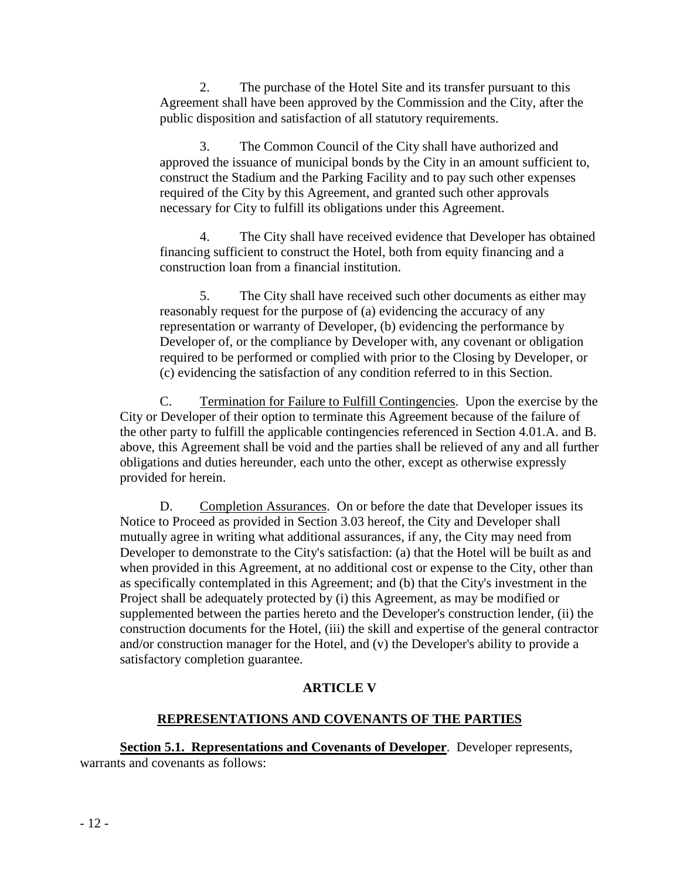2. The purchase of the Hotel Site and its transfer pursuant to this Agreement shall have been approved by the Commission and the City, after the public disposition and satisfaction of all statutory requirements.

3. The Common Council of the City shall have authorized and approved the issuance of municipal bonds by the City in an amount sufficient to, construct the Stadium and the Parking Facility and to pay such other expenses required of the City by this Agreement, and granted such other approvals necessary for City to fulfill its obligations under this Agreement.

4. The City shall have received evidence that Developer has obtained financing sufficient to construct the Hotel, both from equity financing and a construction loan from a financial institution.

5. The City shall have received such other documents as either may reasonably request for the purpose of (a) evidencing the accuracy of any representation or warranty of Developer, (b) evidencing the performance by Developer of, or the compliance by Developer with, any covenant or obligation required to be performed or complied with prior to the Closing by Developer, or (c) evidencing the satisfaction of any condition referred to in this Section.

C. Termination for Failure to Fulfill Contingencies. Upon the exercise by the City or Developer of their option to terminate this Agreement because of the failure of the other party to fulfill the applicable contingencies referenced in Section 4.01.A. and B. above, this Agreement shall be void and the parties shall be relieved of any and all further obligations and duties hereunder, each unto the other, except as otherwise expressly provided for herein.

D. Completion Assurances. On or before the date that Developer issues its Notice to Proceed as provided in Section 3.03 hereof, the City and Developer shall mutually agree in writing what additional assurances, if any, the City may need from Developer to demonstrate to the City's satisfaction: (a) that the Hotel will be built as and when provided in this Agreement, at no additional cost or expense to the City, other than as specifically contemplated in this Agreement; and (b) that the City's investment in the Project shall be adequately protected by (i) this Agreement, as may be modified or supplemented between the parties hereto and the Developer's construction lender, (ii) the construction documents for the Hotel, (iii) the skill and expertise of the general contractor and/or construction manager for the Hotel, and (v) the Developer's ability to provide a satisfactory completion guarantee.

## ARTICLE V

## REPRESENTATIONS AND COVENANTS OF THE PARTIES

**Section 5.1. Representations and Covenants of Developer**. Developer represents, warrants and covenants as follows: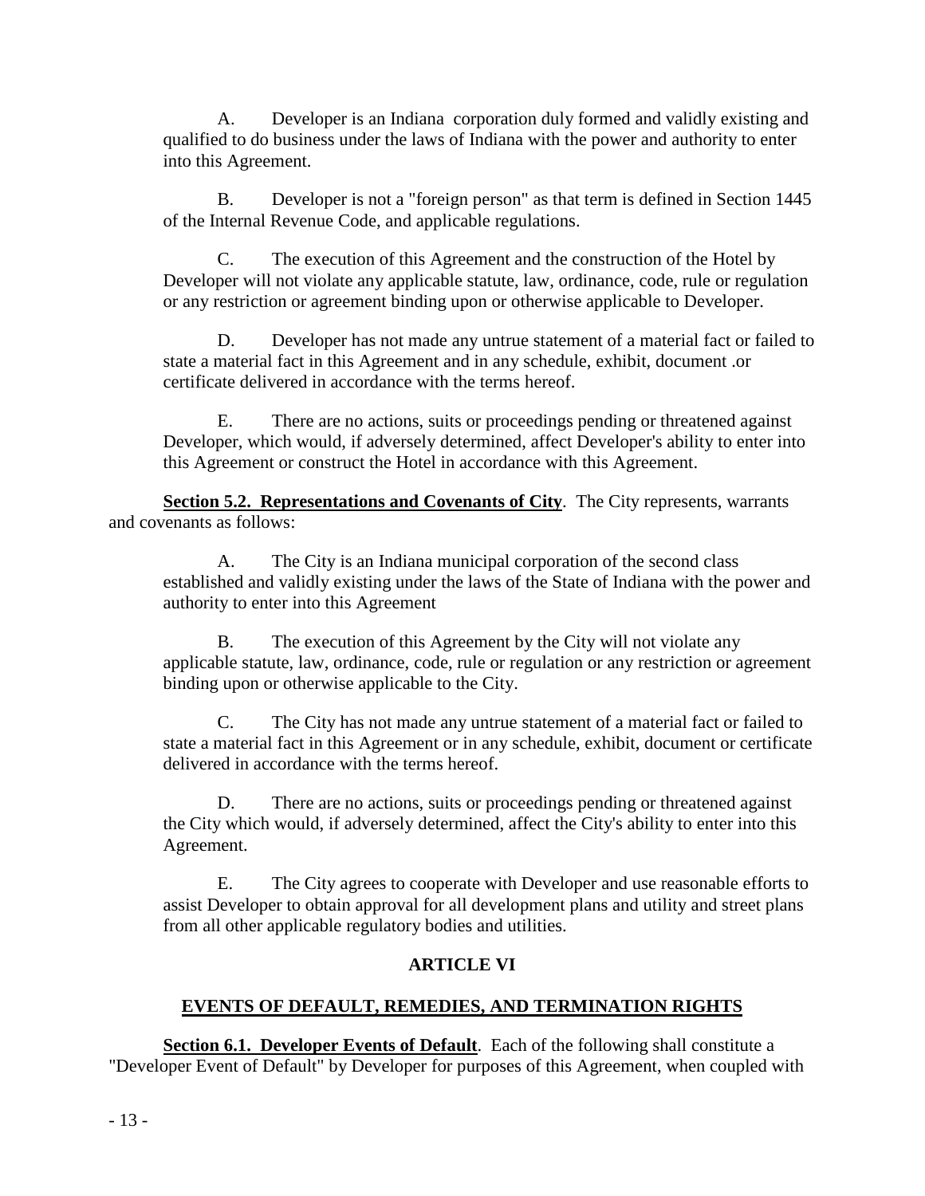A. Developer is an Indiana corporation duly formed and validly existing and qualified to do business under the laws of Indiana with the power and authority to enter into this Agreement.

B. Developer is not a "foreign person" as that term is defined in Section 1445 of the Internal Revenue Code, and applicable regulations.

C. The execution of this Agreement and the construction of the Hotel by Developer will not violate any applicable statute, law, ordinance, code, rule or regulation or any restriction or agreement binding upon or otherwise applicable to Developer.

D. Developer has not made any untrue statement of a material fact or failed to state a material fact in this Agreement and in any schedule, exhibit, document .or certificate delivered in accordance with the terms hereof.

E. There are no actions, suits or proceedings pending or threatened against Developer, which would, if adversely determined, affect Developer's ability to enter into this Agreement or construct the Hotel in accordance with this Agreement.

**Section 5.2. Representations and Covenants of City**. The City represents, warrants and covenants as follows:

A. The City is an Indiana municipal corporation of the second class established and validly existing under the laws of the State of Indiana with the power and authority to enter into this Agreement

B. The execution of this Agreement by the City will not violate any applicable statute, law, ordinance, code, rule or regulation or any restriction or agreement binding upon or otherwise applicable to the City.

C. The City has not made any untrue statement of a material fact or failed to state a material fact in this Agreement or in any schedule, exhibit, document or certificate delivered in accordance with the terms hereof.

D. There are no actions, suits or proceedings pending or threatened against the City which would, if adversely determined, affect the City's ability to enter into this Agreement.

E. The City agrees to cooperate with Developer and use reasonable efforts to assist Developer to obtain approval for all development plans and utility and street plans from all other applicable regulatory bodies and utilities.

## ARTICLE VI

## EVENTS OF DEFAULT, REMEDIES, AND TERMINATION RIGHTS

**Section 6.1. Developer Events of Default**. Each of the following shall constitute a "Developer Event of Default" by Developer for purposes of this Agreement, when coupled with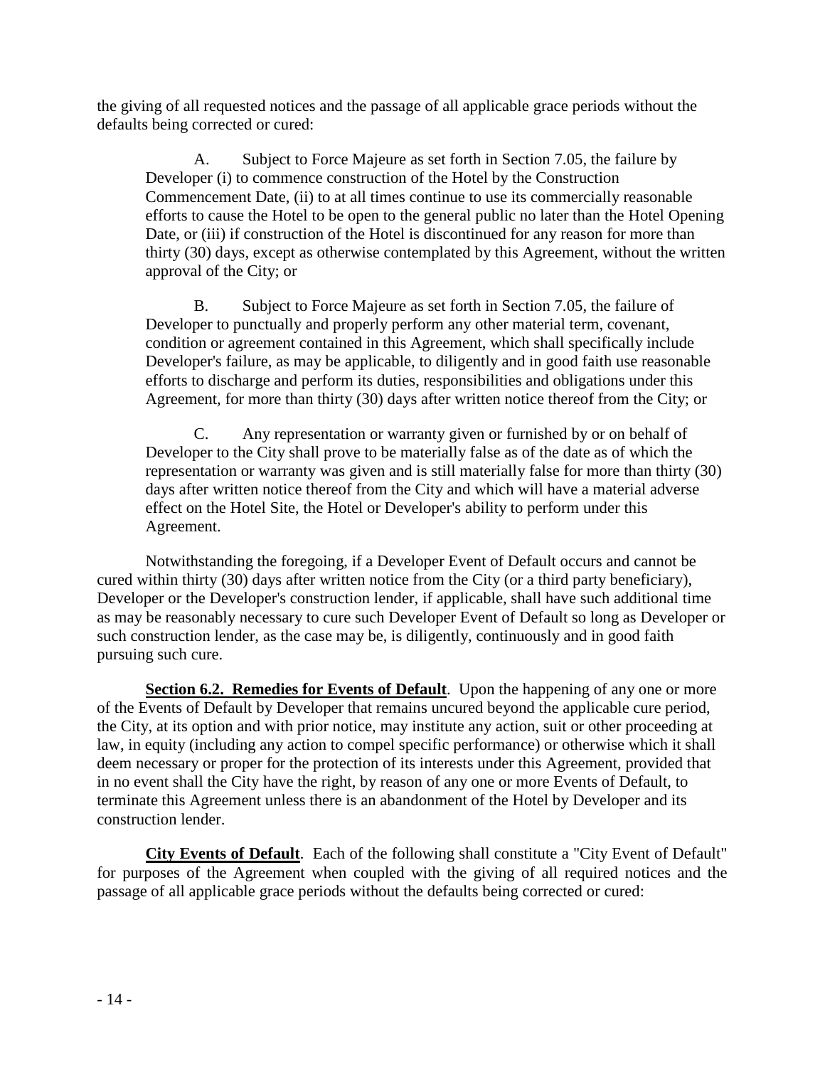the giving of all requested notices and the passage of all applicable grace periods without the defaults being corrected or cured:

A. Subject to Force Majeure as set forth in Section 7.05, the failure by Developer (i) to commence construction of the Hotel by the Construction Commencement Date, (ii) to at all times continue to use its commercially reasonable efforts to cause the Hotel to be open to the general public no later than the Hotel Opening Date, or (iii) if construction of the Hotel is discontinued for any reason for more than thirty (30) days, except as otherwise contemplated by this Agreement, without the written approval of the City; or

B. Subject to Force Majeure as set forth in Section 7.05, the failure of Developer to punctually and properly perform any other material term, covenant, condition or agreement contained in this Agreement, which shall specifically include Developer's failure, as may be applicable, to diligently and in good faith use reasonable efforts to discharge and perform its duties, responsibilities and obligations under this Agreement, for more than thirty (30) days after written notice thereof from the City; or

C. Any representation or warranty given or furnished by or on behalf of Developer to the City shall prove to be materially false as of the date as of which the representation or warranty was given and is still materially false for more than thirty (30) days after written notice thereof from the City and which will have a material adverse effect on the Hotel Site, the Hotel or Developer's ability to perform under this Agreement.

Notwithstanding the foregoing, if a Developer Event of Default occurs and cannot be cured within thirty (30) days after written notice from the City (or a third party beneficiary), Developer or the Developer's construction lender, if applicable, shall have such additional time as may be reasonably necessary to cure such Developer Event of Default so long as Developer or such construction lender, as the case may be, is diligently, continuously and in good faith pursuing such cure.

**Section 6.2. Remedies for Events of Default**. Upon the happening of any one or more of the Events of Default by Developer that remains uncured beyond the applicable cure period, the City, at its option and with prior notice, may institute any action, suit or other proceeding at law, in equity (including any action to compel specific performance) or otherwise which it shall deem necessary or proper for the protection of its interests under this Agreement, provided that in no event shall the City have the right, by reason of any one or more Events of Default, to terminate this Agreement unless there is an abandonment of the Hotel by Developer and its construction lender.

**City Events of Default**. Each of the following shall constitute a "City Event of Default" for purposes of the Agreement when coupled with the giving of all required notices and the passage of all applicable grace periods without the defaults being corrected or cured: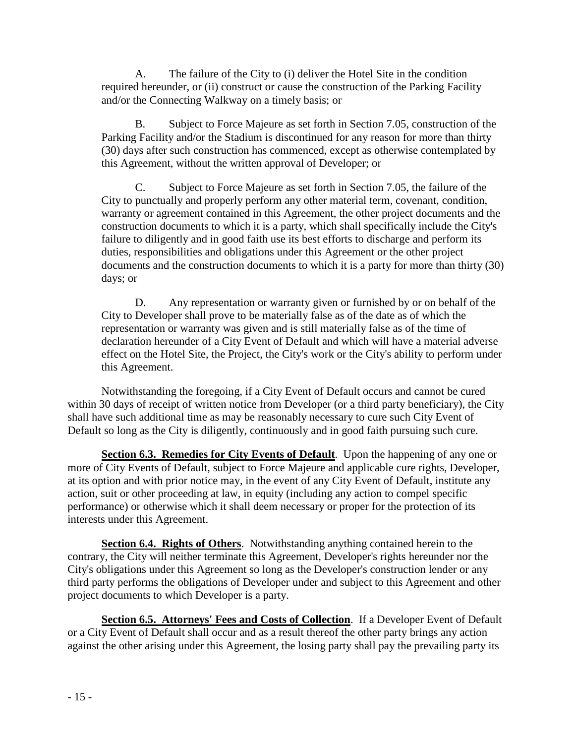A. The failure of the City to (i) deliver the Hotel Site in the condition required hereunder, or (ii) construct or cause the construction of the Parking Facility and/or the Connecting Walkway on a timely basis; or

B. Subject to Force Majeure as set forth in Section 7.05, construction of the Parking Facility and/or the Stadium is discontinued for any reason for more than thirty (30) days after such construction has commenced, except as otherwise contemplated by this Agreement, without the written approval of Developer; or

C. Subject to Force Majeure as set forth in Section 7.05, the failure of the City to punctually and properly perform any other material term, covenant, condition, warranty or agreement contained in this Agreement, the other project documents and the construction documents to which it is a party, which shall specifically include the City's failure to diligently and in good faith use its best efforts to discharge and perform its duties, responsibilities and obligations under this Agreement or the other project documents and the construction documents to which it is a party for more than thirty (30) days; or

D. Any representation or warranty given or furnished by or on behalf of the City to Developer shall prove to be materially false as of the date as of which the representation or warranty was given and is still materially false as of the time of declaration hereunder of a City Event of Default and which will have a material adverse effect on the Hotel Site, the Project, the City's work or the City's ability to perform under this Agreement.

Notwithstanding the foregoing, if a City Event of Default occurs and cannot be cured within 30 days of receipt of written notice from Developer (or a third party beneficiary), the City shall have such additional time as may be reasonably necessary to cure such City Event of Default so long as the City is diligently, continuously and in good faith pursuing such cure.

**Section 6.3. Remedies for City Events of Default**. Upon the happening of any one or more of City Events of Default, subject to Force Majeure and applicable cure rights, Developer, at its option and with prior notice may, in the event of any City Event of Default, institute any action, suit or other proceeding at law, in equity (including any action to compel specific performance) or otherwise which it shall deem necessary or proper for the protection of its interests under this Agreement.

**Section 6.4. Rights of Others**. Notwithstanding anything contained herein to the contrary, the City will neither terminate this Agreement, Developer's rights hereunder nor the City's obligations under this Agreement so long as the Developer's construction lender or any third party performs the obligations of Developer under and subject to this Agreement and other project documents to which Developer is a party.

**Section 6.5. Attorneys' Fees and Costs of Collection**. If a Developer Event of Default or a City Event of Default shall occur and as a result thereof the other party brings any action against the other arising under this Agreement, the losing party shall pay the prevailing party its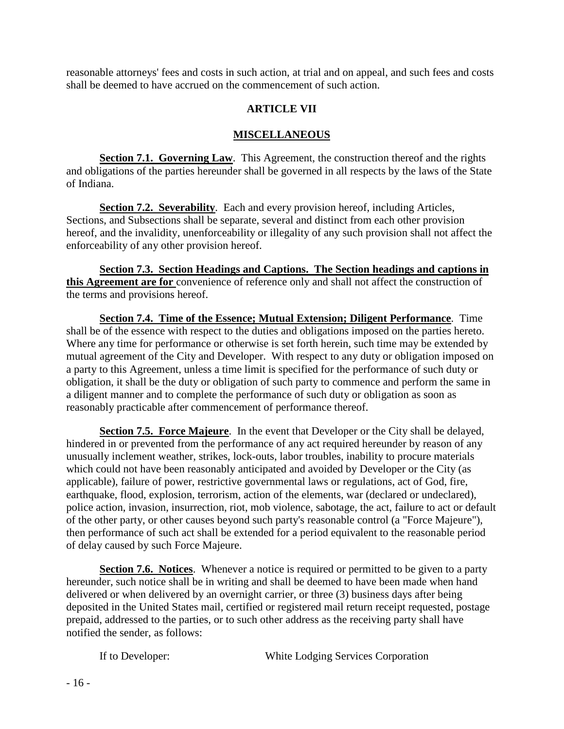reasonable attorneys' fees and costs in such action, at trial and on appeal, and such fees and costs shall be deemed to have accrued on the commencement of such action.

## ARTICLE VII

## MISCELLANEOUS

**Section 7.1. Governing Law**. This Agreement, the construction thereof and the rights and obligations of the parties hereunder shall be governed in all respects by the laws of the State of Indiana.

**Section 7.2. Severability**. Each and every provision hereof, including Articles, Sections, and Subsections shall be separate, several and distinct from each other provision hereof, and the invalidity, unenforceability or illegality of any such provision shall not affect the enforceability of any other provision hereof.

**Section 7.3. Section Headings and Captions. The Section headings and captions in this Agreement are for** convenience of reference only and shall not affect the construction of the terms and provisions hereof.

**Section 7.4. Time of the Essence; Mutual Extension; Diligent Performance**. Time shall be of the essence with respect to the duties and obligations imposed on the parties hereto. Where any time for performance or otherwise is set forth herein, such time may be extended by mutual agreement of the City and Developer. With respect to any duty or obligation imposed on a party to this Agreement, unless a time limit is specified for the performance of such duty or obligation, it shall be the duty or obligation of such party to commence and perform the same in a diligent manner and to complete the performance of such duty or obligation as soon as reasonably practicable after commencement of performance thereof.

**Section 7.5. Force Majeure**. In the event that Developer or the City shall be delayed, hindered in or prevented from the performance of any act required hereunder by reason of any unusually inclement weather, strikes, lock-outs, labor troubles, inability to procure materials which could not have been reasonably anticipated and avoided by Developer or the City (as applicable), failure of power, restrictive governmental laws or regulations, act of God, fire, earthquake, flood, explosion, terrorism, action of the elements, war (declared or undeclared), police action, invasion, insurrection, riot, mob violence, sabotage, the act, failure to act or default of the other party, or other causes beyond such party's reasonable control (a "Force Majeure"), then performance of such act shall be extended for a period equivalent to the reasonable period of delay caused by such Force Majeure.

**Section 7.6. Notices**. Whenever a notice is required or permitted to be given to a party hereunder, such notice shall be in writing and shall be deemed to have been made when hand delivered or when delivered by an overnight carrier, or three (3) business days after being deposited in the United States mail, certified or registered mail return receipt requested, postage prepaid, addressed to the parties, or to such other address as the receiving party shall have notified the sender, as follows:

If to Developer: White Lodging Services Corporation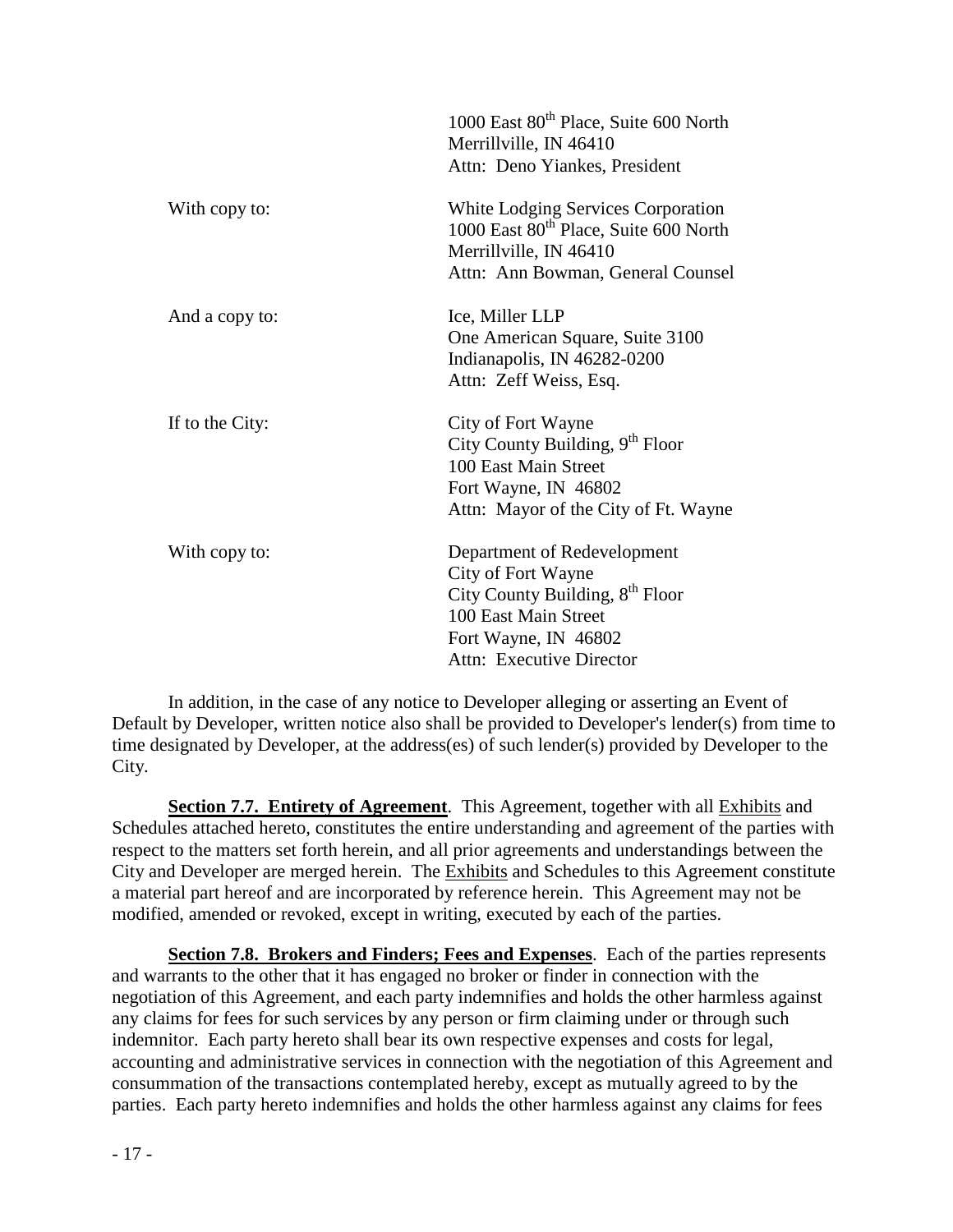1000 East 80th Place, Suite 600 North
Merrillville, IN 46410
Attn: Deno Yiankes, President

| | |
|---|---|
| With copy to: | White Lodging Services Corporation<br>1000 East 80th Place, Suite 600 North<br>Merrillville, IN 46410<br>Attn: Ann Bowman, General Counsel |
| And a copy to: | Ice, Miller LLP<br>One American Square, Suite 3100<br>Indianapolis, IN 46282-0200<br>Attn: Zeff Weiss, Esq. |
| If to the City: | City of Fort Wayne<br>City County Building, 9th Floor<br>100 East Main Street<br>Fort Wayne, IN 46802<br>Attn: Mayor of the City of Ft. Wayne |
| With copy to: | Department of Redevelopment<br>City of Fort Wayne<br>City County Building, 8th Floor<br>100 East Main Street<br>Fort Wayne, IN 46802<br>Attn: Executive Director |

In addition, in the case of any notice to Developer alleging or asserting an Event of Default by Developer, written notice also shall be provided to Developer's lender(s) from time to time designated by Developer, at the address(es) of such lender(s) provided by Developer to the City.

**Section 7.7. Entirety of Agreement**. This Agreement, together with all Exhibits and Schedules attached hereto, constitutes the entire understanding and agreement of the parties with respect to the matters set forth herein, and all prior agreements and understandings between the City and Developer are merged herein. The Exhibits and Schedules to this Agreement constitute a material part hereof and are incorporated by reference herein. This Agreement may not be modified, amended or revoked, except in writing, executed by each of the parties.

**Section 7.8. Brokers and Finders; Fees and Expenses**. Each of the parties represents and warrants to the other that it has engaged no broker or finder in connection with the negotiation of this Agreement, and each party indemnifies and holds the other harmless against any claims for fees for such services by any person or firm claiming under or through such indemnitor. Each party hereto shall bear its own respective expenses and costs for legal, accounting and administrative services in connection with the negotiation of this Agreement and consummation of the transactions contemplated hereby, except as mutually agreed to by the parties. Each party hereto indemnifies and holds the other harmless against any claims for fees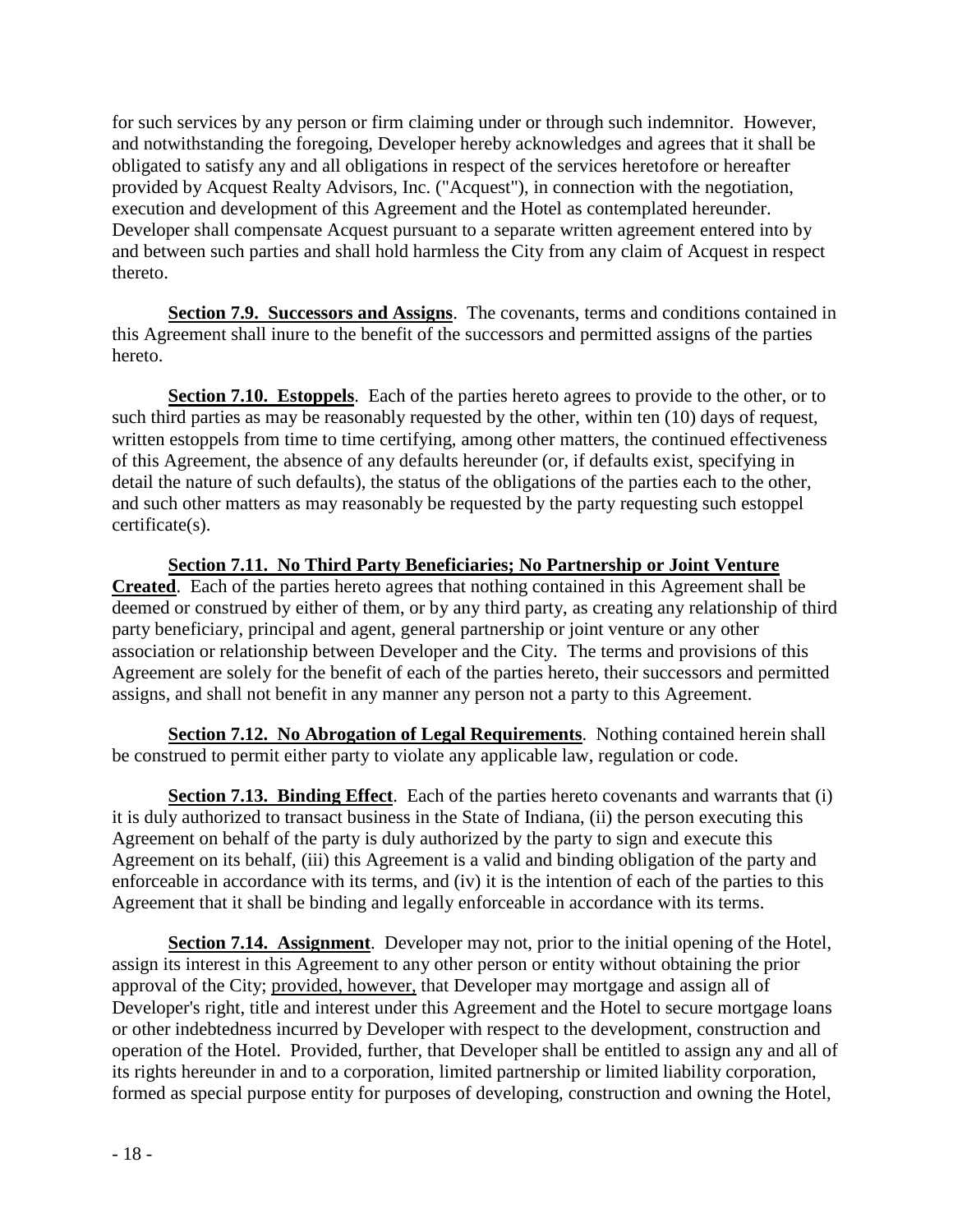for such services by any person or firm claiming under or through such indemnitor. However, and notwithstanding the foregoing, Developer hereby acknowledges and agrees that it shall be obligated to satisfy any and all obligations in respect of the services heretofore or hereafter provided by Acquest Realty Advisors, Inc. ("Acquest"), in connection with the negotiation, execution and development of this Agreement and the Hotel as contemplated hereunder. Developer shall compensate Acquest pursuant to a separate written agreement entered into by and between such parties and shall hold harmless the City from any claim of Acquest in respect thereto.

**Section 7.9. Successors and Assigns**. The covenants, terms and conditions contained in this Agreement shall inure to the benefit of the successors and permitted assigns of the parties hereto.

**Section 7.10. Estoppels**. Each of the parties hereto agrees to provide to the other, or to such third parties as may be reasonably requested by the other, within ten (10) days of request, written estoppels from time to time certifying, among other matters, the continued effectiveness of this Agreement, the absence of any defaults hereunder (or, if defaults exist, specifying in detail the nature of such defaults), the status of the obligations of the parties each to the other, and such other matters as may reasonably be requested by the party requesting such estoppel certificate(s).

**Section 7.11. No Third Party Beneficiaries; No Partnership or Joint Venture Created**. Each of the parties hereto agrees that nothing contained in this Agreement shall be deemed or construed by either of them, or by any third party, as creating any relationship of third party beneficiary, principal and agent, general partnership or joint venture or any other association or relationship between Developer and the City. The terms and provisions of this Agreement are solely for the benefit of each of the parties hereto, their successors and permitted assigns, and shall not benefit in any manner any person not a party to this Agreement.

**Section 7.12. No Abrogation of Legal Requirements**. Nothing contained herein shall be construed to permit either party to violate any applicable law, regulation or code.

**Section 7.13. Binding Effect**. Each of the parties hereto covenants and warrants that (i) it is duly authorized to transact business in the State of Indiana, (ii) the person executing this Agreement on behalf of the party is duly authorized by the party to sign and execute this Agreement on its behalf, (iii) this Agreement is a valid and binding obligation of the party and enforceable in accordance with its terms, and (iv) it is the intention of each of the parties to this Agreement that it shall be binding and legally enforceable in accordance with its terms.

**Section 7.14. Assignment**. Developer may not, prior to the initial opening of the Hotel, assign its interest in this Agreement to any other person or entity without obtaining the prior approval of the City; provided, however, that Developer may mortgage and assign all of Developer's right, title and interest under this Agreement and the Hotel to secure mortgage loans or other indebtedness incurred by Developer with respect to the development, construction and operation of the Hotel. Provided, further, that Developer shall be entitled to assign any and all of its rights hereunder in and to a corporation, limited partnership or limited liability corporation, formed as special purpose entity for purposes of developing, construction and owning the Hotel,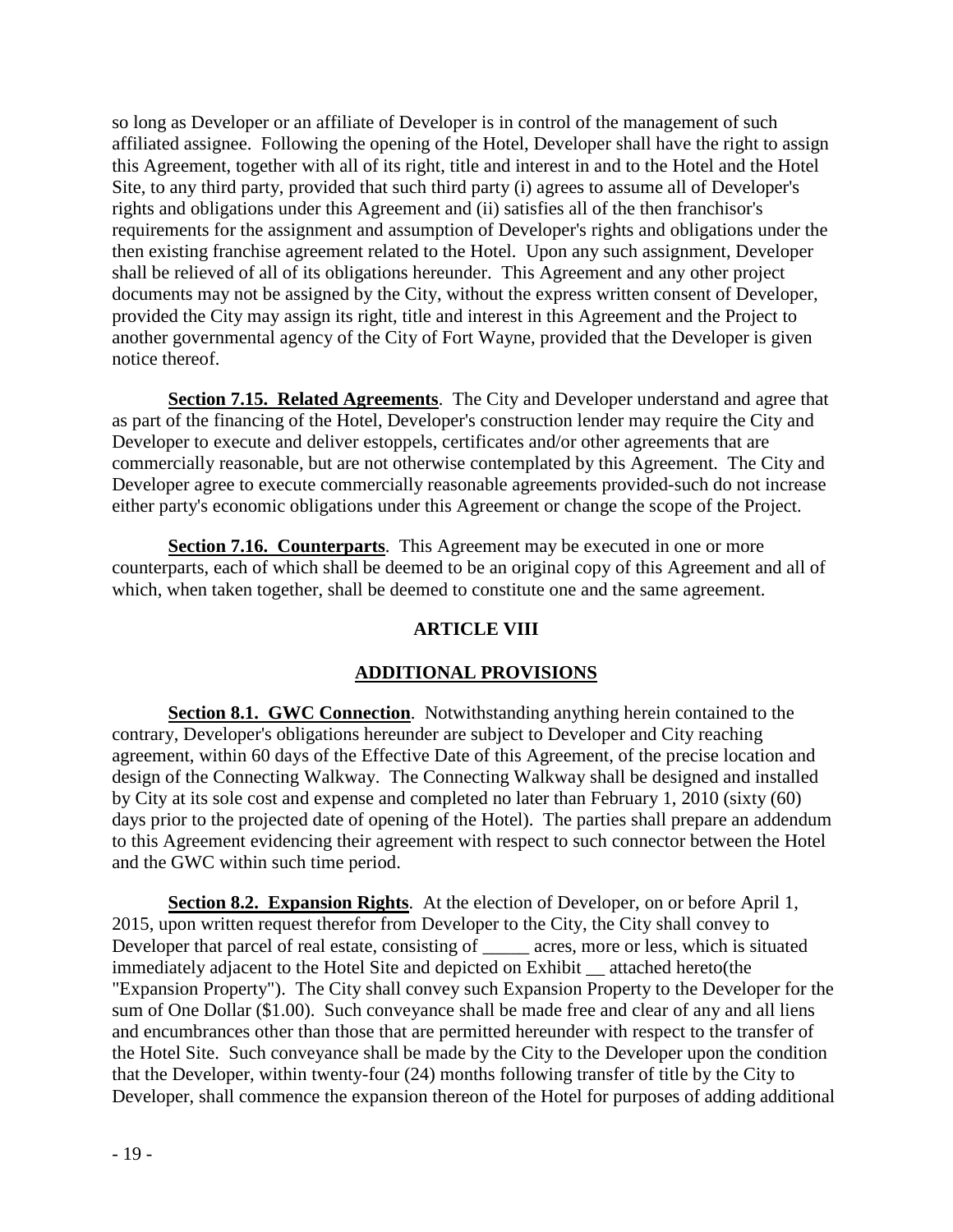so long as Developer or an affiliate of Developer is in control of the management of such affiliated assignee. Following the opening of the Hotel, Developer shall have the right to assign this Agreement, together with all of its right, title and interest in and to the Hotel and the Hotel Site, to any third party, provided that such third party (i) agrees to assume all of Developer's rights and obligations under this Agreement and (ii) satisfies all of the then franchisor's requirements for the assignment and assumption of Developer's rights and obligations under the then existing franchise agreement related to the Hotel. Upon any such assignment, Developer shall be relieved of all of its obligations hereunder. This Agreement and any other project documents may not be assigned by the City, without the express written consent of Developer, provided the City may assign its right, title and interest in this Agreement and the Project to another governmental agency of the City of Fort Wayne, provided that the Developer is given notice thereof.

**Section 7.15. Related Agreements**. The City and Developer understand and agree that as part of the financing of the Hotel, Developer's construction lender may require the City and Developer to execute and deliver estoppels, certificates and/or other agreements that are commercially reasonable, but are not otherwise contemplated by this Agreement. The City and Developer agree to execute commercially reasonable agreements provided-such do not increase either party's economic obligations under this Agreement or change the scope of the Project.

**Section 7.16. Counterparts**. This Agreement may be executed in one or more counterparts, each of which shall be deemed to be an original copy of this Agreement and all of which, when taken together, shall be deemed to constitute one and the same agreement.

## ARTICLE VIII

## ADDITIONAL PROVISIONS

**Section 8.1. GWC Connection**. Notwithstanding anything herein contained to the contrary, Developer's obligations hereunder are subject to Developer and City reaching agreement, within 60 days of the Effective Date of this Agreement, of the precise location and design of the Connecting Walkway. The Connecting Walkway shall be designed and installed by City at its sole cost and expense and completed no later than February 1, 2010 (sixty (60) days prior to the projected date of opening of the Hotel). The parties shall prepare an addendum to this Agreement evidencing their agreement with respect to such connector between the Hotel and the GWC within such time period.

**Section 8.2. Expansion Rights**. At the election of Developer, on or before April 1, 2015, upon written request therefor from Developer to the City, the City shall convey to Developer that parcel of real estate, consisting of _____ acres, more or less, which is situated immediately adjacent to the Hotel Site and depicted on Exhibit __ attached hereto(the "Expansion Property"). The City shall convey such Expansion Property to the Developer for the sum of One Dollar ($1.00). Such conveyance shall be made free and clear of any and all liens and encumbrances other than those that are permitted hereunder with respect to the transfer of the Hotel Site. Such conveyance shall be made by the City to the Developer upon the condition that the Developer, within twenty-four (24) months following transfer of title by the City to Developer, shall commence the expansion thereon of the Hotel for purposes of adding additional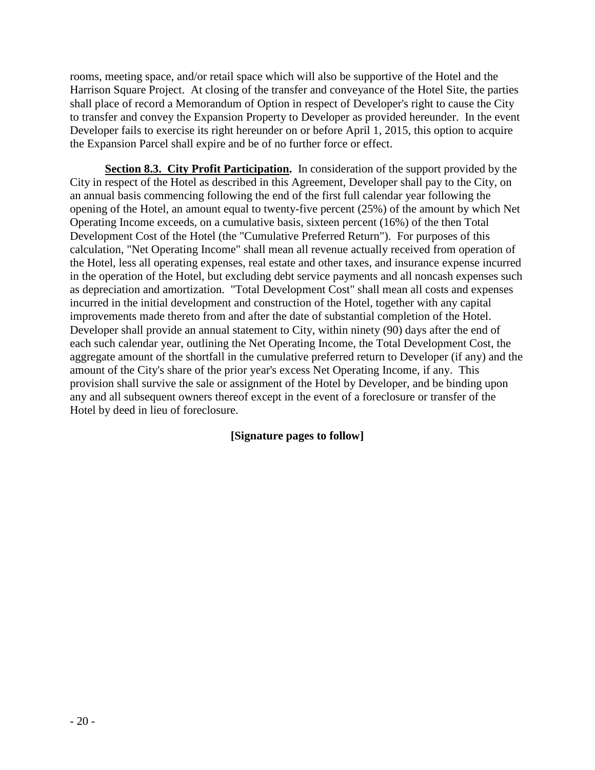rooms, meeting space, and/or retail space which will also be supportive of the Hotel and the Harrison Square Project. At closing of the transfer and conveyance of the Hotel Site, the parties shall place of record a Memorandum of Option in respect of Developer's right to cause the City to transfer and convey the Expansion Property to Developer as provided hereunder. In the event Developer fails to exercise its right hereunder on or before April 1, 2015, this option to acquire the Expansion Parcel shall expire and be of no further force or effect.

**Section 8.3. City Profit Participation.** In consideration of the support provided by the City in respect of the Hotel as described in this Agreement, Developer shall pay to the City, on an annual basis commencing following the end of the first full calendar year following the opening of the Hotel, an amount equal to twenty-five percent (25%) of the amount by which Net Operating Income exceeds, on a cumulative basis, sixteen percent (16%) of the then Total Development Cost of the Hotel (the "Cumulative Preferred Return"). For purposes of this calculation, "Net Operating Income" shall mean all revenue actually received from operation of the Hotel, less all operating expenses, real estate and other taxes, and insurance expense incurred in the operation of the Hotel, but excluding debt service payments and all noncash expenses such as depreciation and amortization. "Total Development Cost" shall mean all costs and expenses incurred in the initial development and construction of the Hotel, together with any capital improvements made thereto from and after the date of substantial completion of the Hotel. Developer shall provide an annual statement to City, within ninety (90) days after the end of each such calendar year, outlining the Net Operating Income, the Total Development Cost, the aggregate amount of the shortfall in the cumulative preferred return to Developer (if any) and the amount of the City's share of the prior year's excess Net Operating Income, if any. This provision shall survive the sale or assignment of the Hotel by Developer, and be binding upon any and all subsequent owners thereof except in the event of a foreclosure or transfer of the Hotel by deed in lieu of foreclosure.

**[Signature pages to follow]**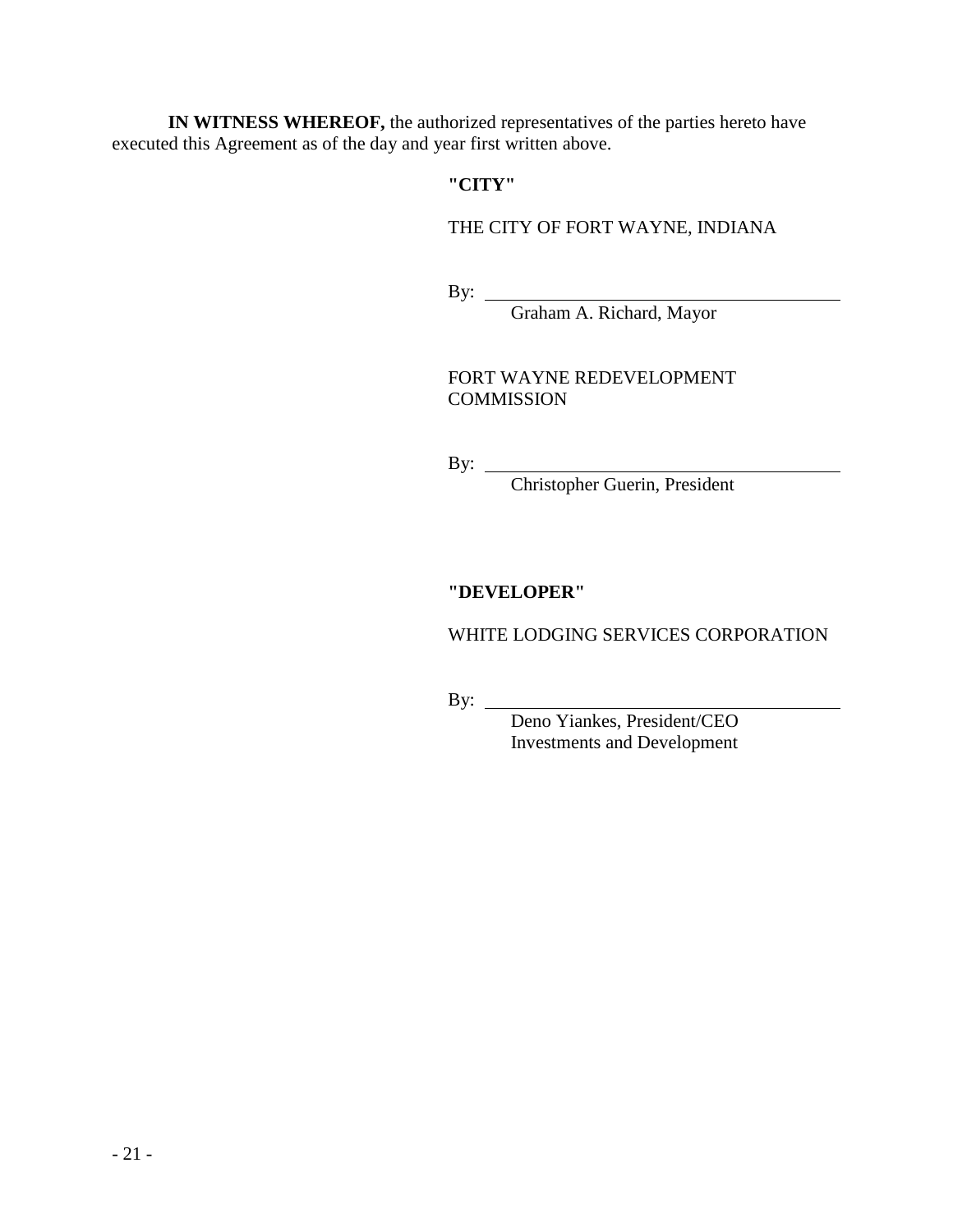**IN WITNESS WHEREOF,** the authorized representatives of the parties hereto have executed this Agreement as of the day and year first written above.

**"CITY"**

THE CITY OF FORT WAYNE, INDIANA

By: ________________________________________
Graham A. Richard, Mayor

FORT WAYNE REDEVELOPMENT COMMISSION

By: ________________________________________
Christopher Guerin, President

**"DEVELOPER"**

WHITE LODGING SERVICES CORPORATION

By: ________________________________________
Deno Yiankes, President/CEO
Investments and Development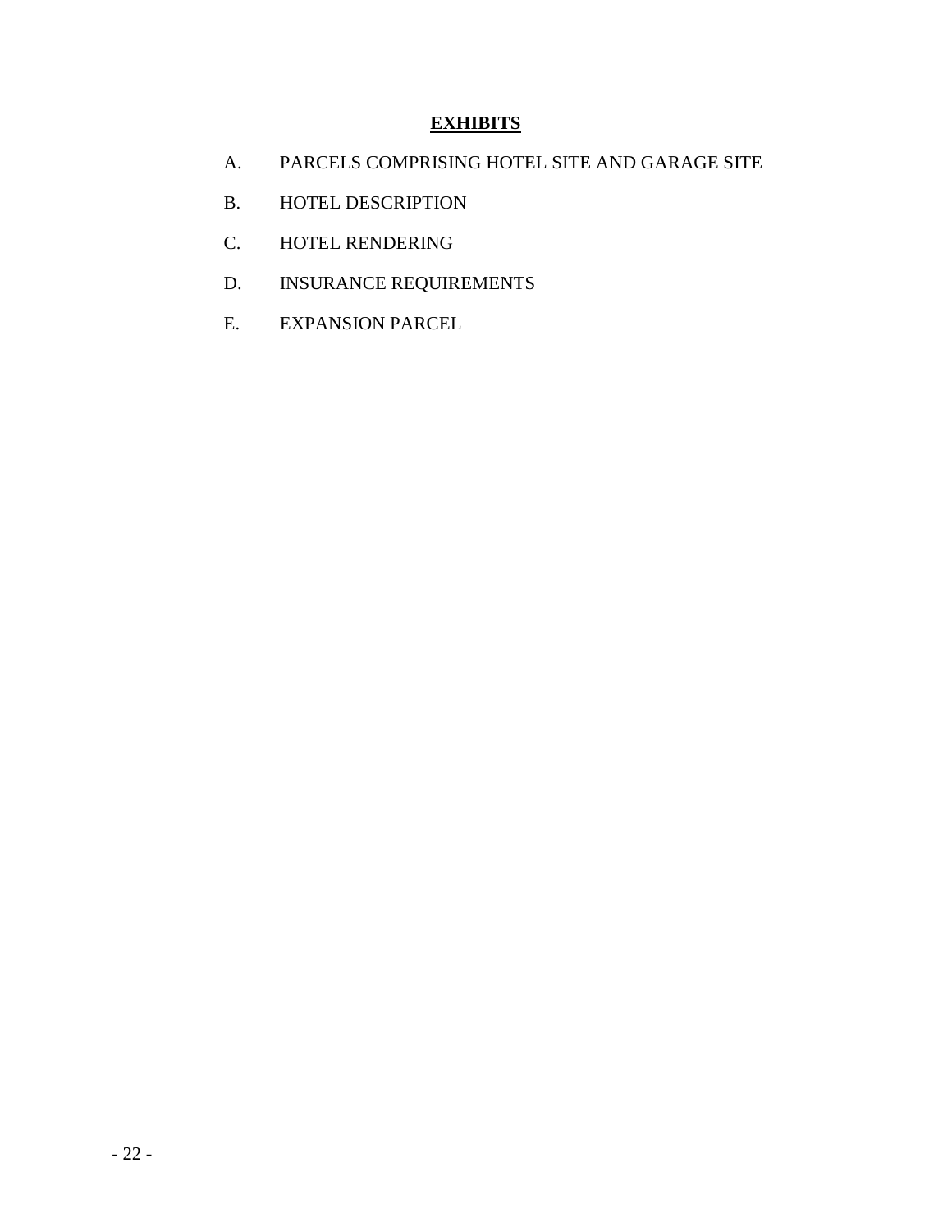## EXHIBITS

A. PARCELS COMPRISING HOTEL SITE AND GARAGE SITE

B. HOTEL DESCRIPTION

C. HOTEL RENDERING

D. INSURANCE REQUIREMENTS

E. EXPANSION PARCEL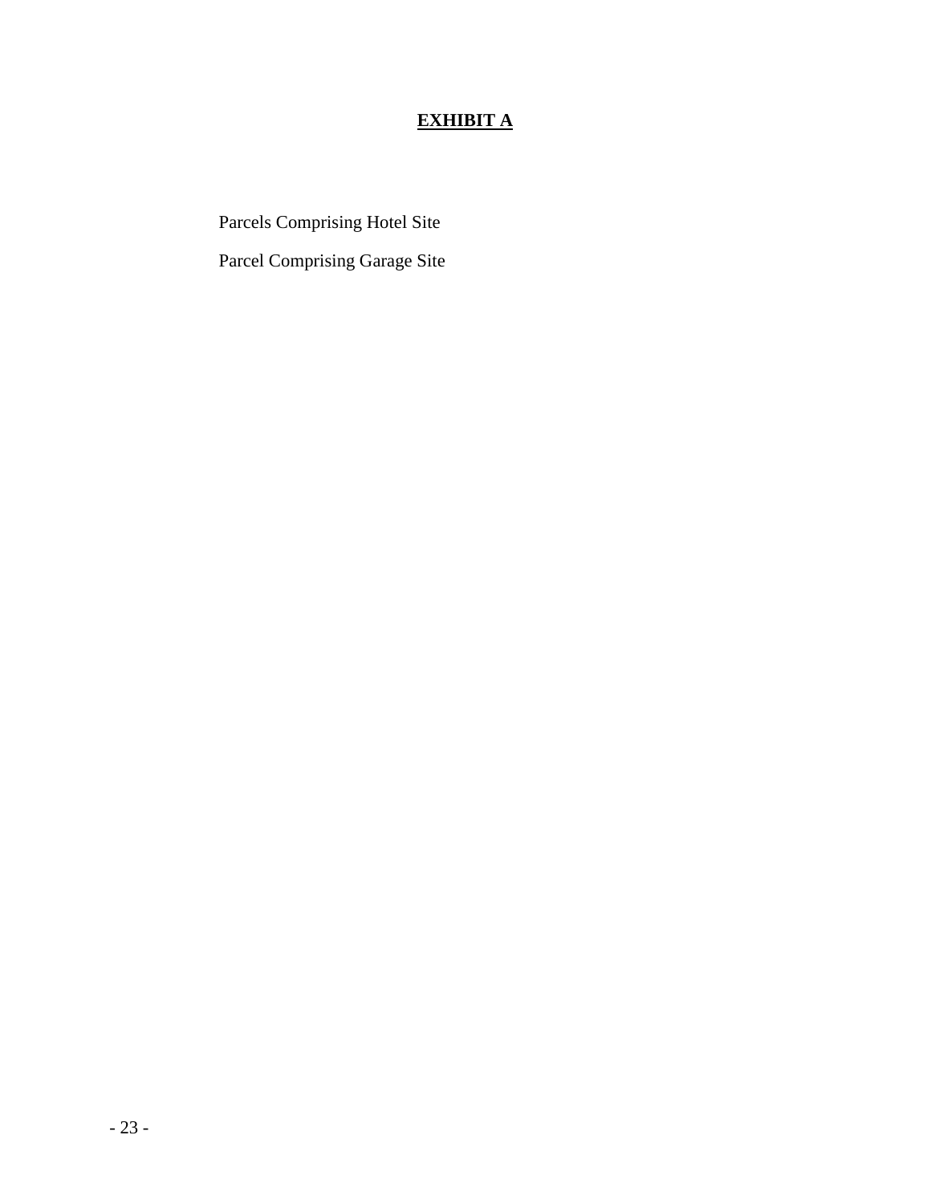# <u>EXHIBIT A</u>

Parcels Comprising Hotel Site

Parcel Comprising Garage Site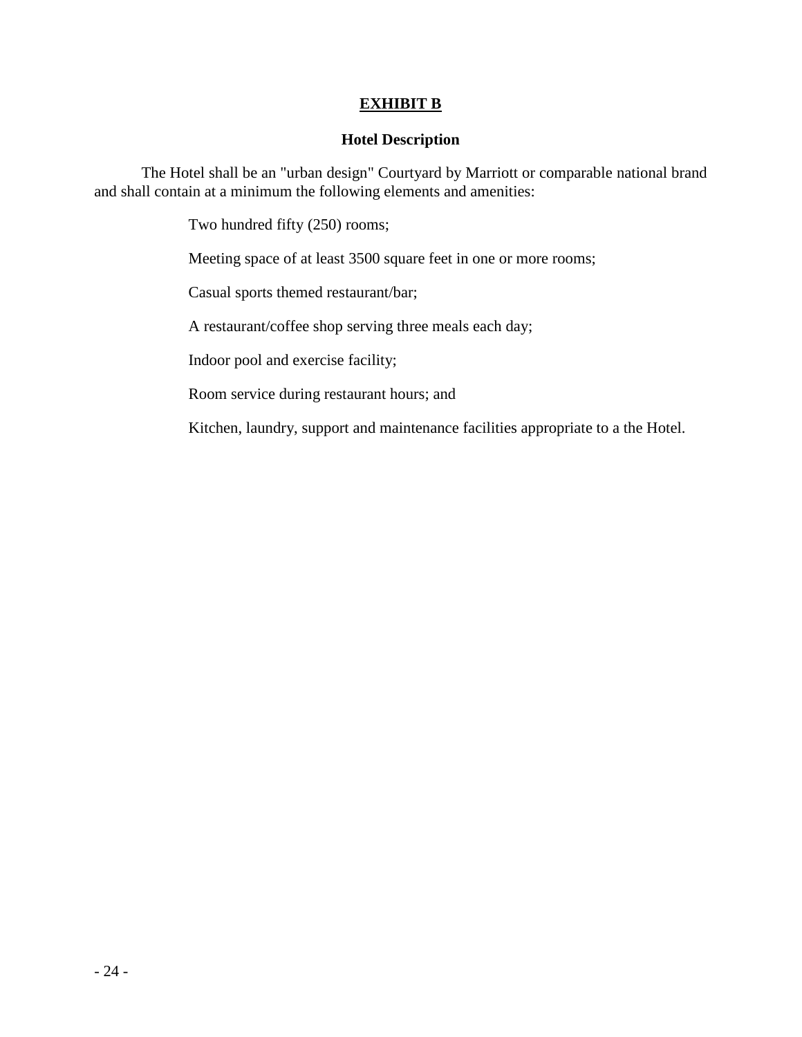# EXHIBIT B

## Hotel Description

The Hotel shall be an "urban design" Courtyard by Marriott or comparable national brand and shall contain at a minimum the following elements and amenities:

Two hundred fifty (250) rooms;

Meeting space of at least 3500 square feet in one or more rooms;

Casual sports themed restaurant/bar;

A restaurant/coffee shop serving three meals each day;

Indoor pool and exercise facility;

Room service during restaurant hours; and

Kitchen, laundry, support and maintenance facilities appropriate to a the Hotel.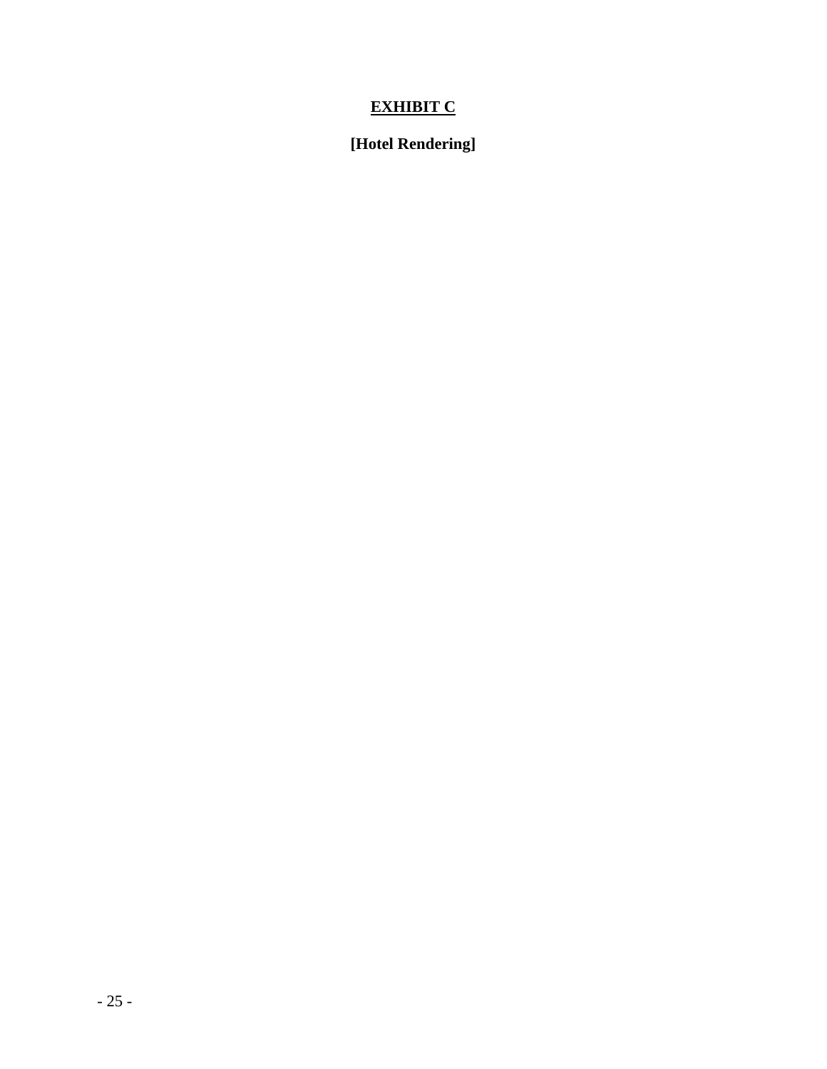# EXHIBIT C

**[Hotel Rendering]**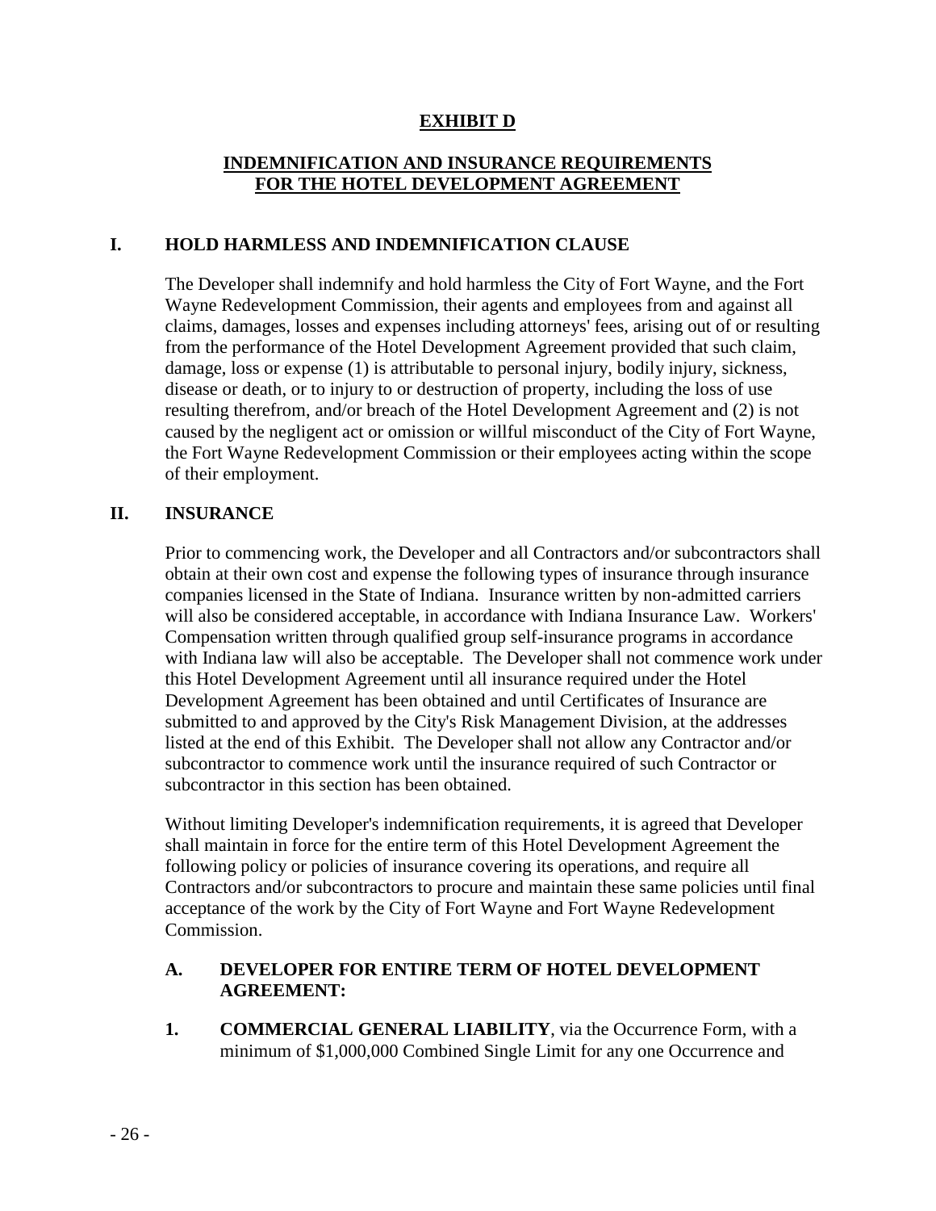# EXHIBIT D

## INDEMNIFICATION AND INSURANCE REQUIREMENTS FOR THE HOTEL DEVELOPMENT AGREEMENT

### I. HOLD HARMLESS AND INDEMNIFICATION CLAUSE

The Developer shall indemnify and hold harmless the City of Fort Wayne, and the Fort Wayne Redevelopment Commission, their agents and employees from and against all claims, damages, losses and expenses including attorneys' fees, arising out of or resulting from the performance of the Hotel Development Agreement provided that such claim, damage, loss or expense (1) is attributable to personal injury, bodily injury, sickness, disease or death, or to injury to or destruction of property, including the loss of use resulting therefrom, and/or breach of the Hotel Development Agreement and (2) is not caused by the negligent act or omission or willful misconduct of the City of Fort Wayne, the Fort Wayne Redevelopment Commission or their employees acting within the scope of their employment.

### II. INSURANCE

Prior to commencing work, the Developer and all Contractors and/or subcontractors shall obtain at their own cost and expense the following types of insurance through insurance companies licensed in the State of Indiana. Insurance written by non-admitted carriers will also be considered acceptable, in accordance with Indiana Insurance Law. Workers' Compensation written through qualified group self-insurance programs in accordance with Indiana law will also be acceptable. The Developer shall not commence work under this Hotel Development Agreement until all insurance required under the Hotel Development Agreement has been obtained and until Certificates of Insurance are submitted to and approved by the City's Risk Management Division, at the addresses listed at the end of this Exhibit. The Developer shall not allow any Contractor and/or subcontractor to commence work until the insurance required of such Contractor or subcontractor in this section has been obtained.

Without limiting Developer's indemnification requirements, it is agreed that Developer shall maintain in force for the entire term of this Hotel Development Agreement the following policy or policies of insurance covering its operations, and require all Contractors and/or subcontractors to procure and maintain these same policies until final acceptance of the work by the City of Fort Wayne and Fort Wayne Redevelopment Commission.

#### A. DEVELOPER FOR ENTIRE TERM OF HOTEL DEVELOPMENT AGREEMENT:

1. **COMMERCIAL GENERAL LIABILITY**, via the Occurrence Form, with a minimum of $1,000,000 Combined Single Limit for any one Occurrence and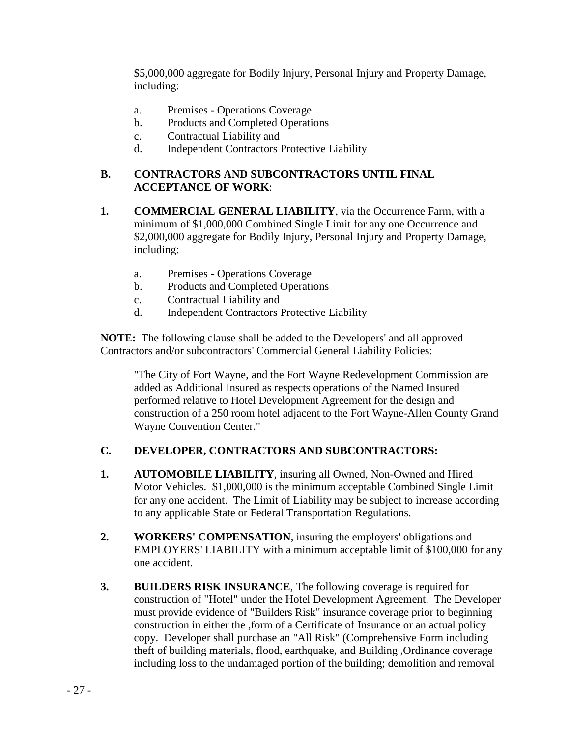$5,000,000 aggregate for Bodily Injury, Personal Injury and Property Damage, including:

a. Premises - Operations Coverage
b. Products and Completed Operations
c. Contractual Liability and
d. Independent Contractors Protective Liability

**B. CONTRACTORS AND SUBCONTRACTORS UNTIL FINAL ACCEPTANCE OF WORK**:

**1. COMMERCIAL GENERAL LIABILITY**, via the Occurrence Farm, with a minimum of $1,000,000 Combined Single Limit for any one Occurrence and $2,000,000 aggregate for Bodily Injury, Personal Injury and Property Damage, including:

a. Premises - Operations Coverage
b. Products and Completed Operations
c. Contractual Liability and
d. Independent Contractors Protective Liability

**NOTE:** The following clause shall be added to the Developers' and all approved Contractors and/or subcontractors' Commercial General Liability Policies:

> "The City of Fort Wayne, and the Fort Wayne Redevelopment Commission are added as Additional Insured as respects operations of the Named Insured performed relative to Hotel Development Agreement for the design and construction of a 250 room hotel adjacent to the Fort Wayne-Allen County Grand Wayne Convention Center."

**C. DEVELOPER, CONTRACTORS AND SUBCONTRACTORS:**

**1. AUTOMOBILE LIABILITY**, insuring all Owned, Non-Owned and Hired Motor Vehicles. $1,000,000 is the minimum acceptable Combined Single Limit for any one accident. The Limit of Liability may be subject to increase according to any applicable State or Federal Transportation Regulations.

**2. WORKERS' COMPENSATION**, insuring the employers' obligations and EMPLOYERS' LIABILITY with a minimum acceptable limit of $100,000 for any one accident.

**3. BUILDERS RISK INSURANCE**, The following coverage is required for construction of "Hotel" under the Hotel Development Agreement. The Developer must provide evidence of "Builders Risk" insurance coverage prior to beginning construction in either the ,form of a Certificate of Insurance or an actual policy copy. Developer shall purchase an "All Risk" (Comprehensive Form including theft of building materials, flood, earthquake, and Building ,Ordinance coverage including loss to the undamaged portion of the building; demolition and removal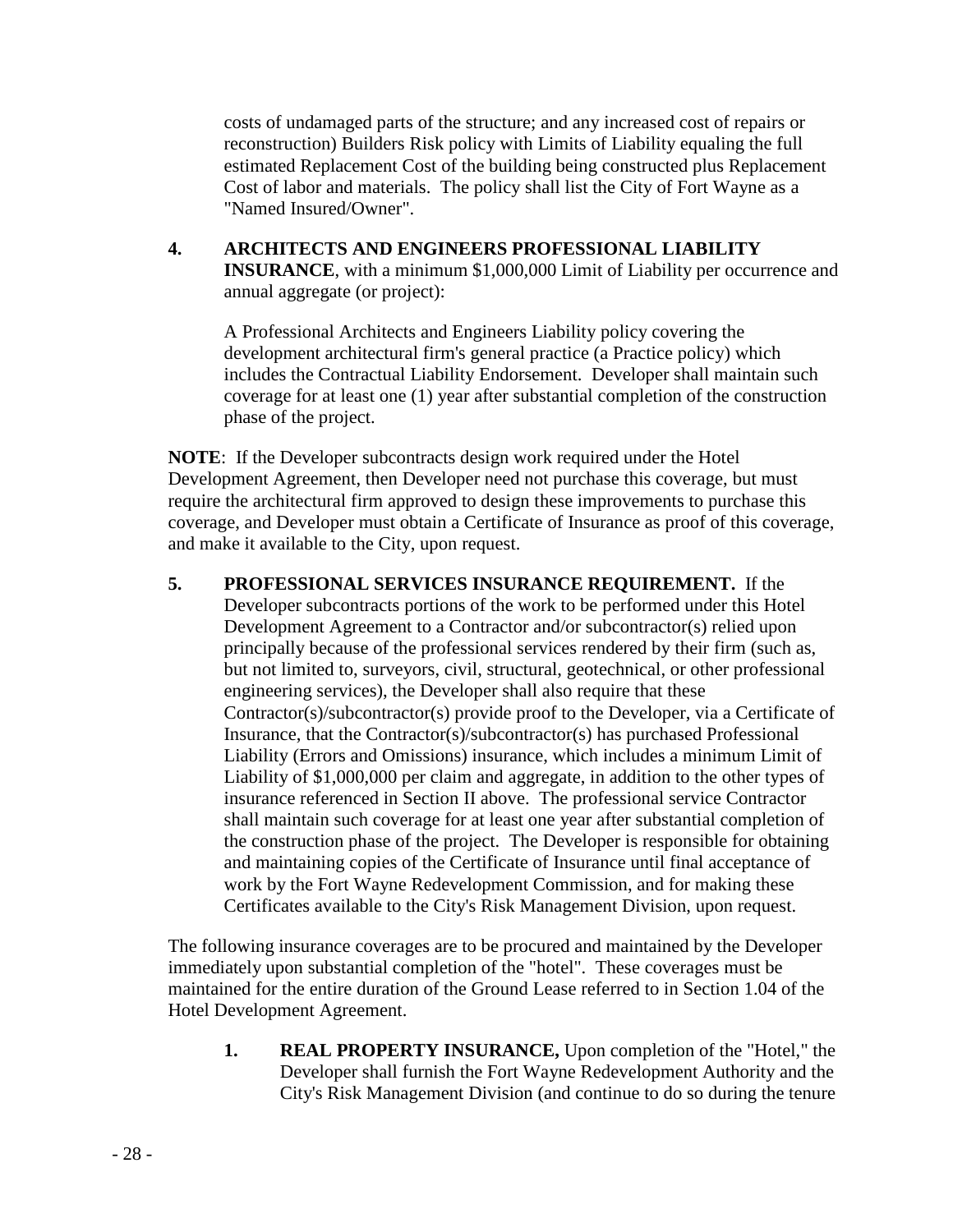costs of undamaged parts of the structure; and any increased cost of repairs or reconstruction) Builders Risk policy with Limits of Liability equaling the full estimated Replacement Cost of the building being constructed plus Replacement Cost of labor and materials. The policy shall list the City of Fort Wayne as a "Named Insured/Owner".

4. **ARCHITECTS AND ENGINEERS PROFESSIONAL LIABILITY INSURANCE**, with a minimum $1,000,000 Limit of Liability per occurrence and annual aggregate (or project):

   A Professional Architects and Engineers Liability policy covering the development architectural firm's general practice (a Practice policy) which includes the Contractual Liability Endorsement. Developer shall maintain such coverage for at least one (1) year after substantial completion of the construction phase of the project.

**NOTE**: If the Developer subcontracts design work required under the Hotel Development Agreement, then Developer need not purchase this coverage, but must require the architectural firm approved to design these improvements to purchase this coverage, and Developer must obtain a Certificate of Insurance as proof of this coverage, and make it available to the City, upon request.

5. **PROFESSIONAL SERVICES INSURANCE REQUIREMENT.** If the Developer subcontracts portions of the work to be performed under this Hotel Development Agreement to a Contractor and/or subcontractor(s) relied upon principally because of the professional services rendered by their firm (such as, but not limited to, surveyors, civil, structural, geotechnical, or other professional engineering services), the Developer shall also require that these Contractor(s)/subcontractor(s) provide proof to the Developer, via a Certificate of Insurance, that the Contractor(s)/subcontractor(s) has purchased Professional Liability (Errors and Omissions) insurance, which includes a minimum Limit of Liability of $1,000,000 per claim and aggregate, in addition to the other types of insurance referenced in Section II above. The professional service Contractor shall maintain such coverage for at least one year after substantial completion of the construction phase of the project. The Developer is responsible for obtaining and maintaining copies of the Certificate of Insurance until final acceptance of work by the Fort Wayne Redevelopment Commission, and for making these Certificates available to the City's Risk Management Division, upon request.

The following insurance coverages are to be procured and maintained by the Developer immediately upon substantial completion of the "hotel". These coverages must be maintained for the entire duration of the Ground Lease referred to in Section 1.04 of the Hotel Development Agreement.

1. **REAL PROPERTY INSURANCE,** Upon completion of the "Hotel," the Developer shall furnish the Fort Wayne Redevelopment Authority and the City's Risk Management Division (and continue to do so during the tenure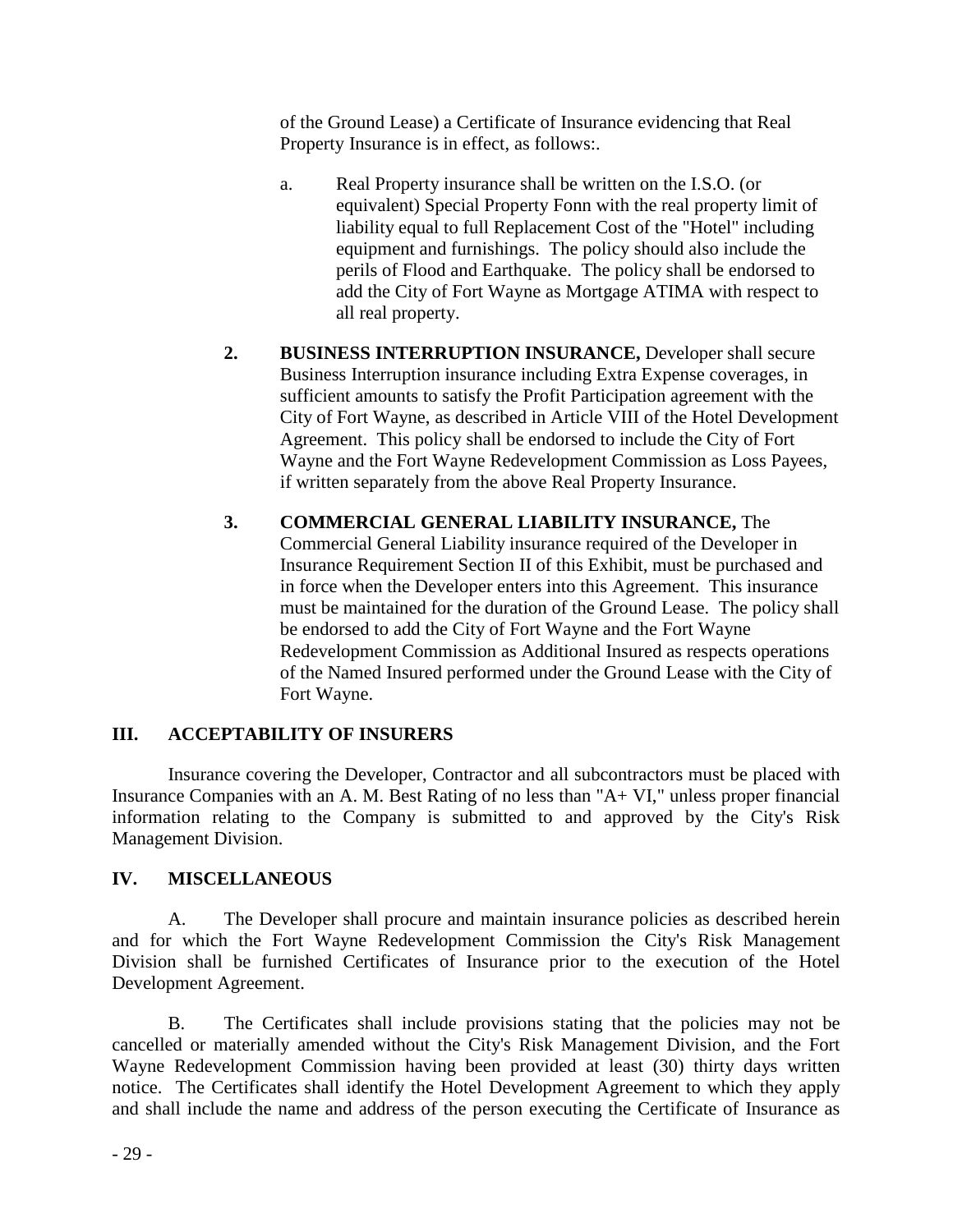of the Ground Lease) a Certificate of Insurance evidencing that Real Property Insurance is in effect, as follows:.

a. Real Property insurance shall be written on the I.S.O. (or equivalent) Special Property Fonn with the real property limit of liability equal to full Replacement Cost of the "Hotel" including equipment and furnishings. The policy should also include the perils of Flood and Earthquake. The policy shall be endorsed to add the City of Fort Wayne as Mortgage ATIMA with respect to all real property.

**2. BUSINESS INTERRUPTION INSURANCE,** Developer shall secure Business Interruption insurance including Extra Expense coverages, in sufficient amounts to satisfy the Profit Participation agreement with the City of Fort Wayne, as described in Article VIII of the Hotel Development Agreement. This policy shall be endorsed to include the City of Fort Wayne and the Fort Wayne Redevelopment Commission as Loss Payees, if written separately from the above Real Property Insurance.

**3. COMMERCIAL GENERAL LIABILITY INSURANCE,** The Commercial General Liability insurance required of the Developer in Insurance Requirement Section II of this Exhibit, must be purchased and in force when the Developer enters into this Agreement. This insurance must be maintained for the duration of the Ground Lease. The policy shall be endorsed to add the City of Fort Wayne and the Fort Wayne Redevelopment Commission as Additional Insured as respects operations of the Named Insured performed under the Ground Lease with the City of Fort Wayne.

## III. ACCEPTABILITY OF INSURERS

Insurance covering the Developer, Contractor and all subcontractors must be placed with Insurance Companies with an A. M. Best Rating of no less than "A+ VI," unless proper financial information relating to the Company is submitted to and approved by the City's Risk Management Division.

## IV. MISCELLANEOUS

A. The Developer shall procure and maintain insurance policies as described herein and for which the Fort Wayne Redevelopment Commission the City's Risk Management Division shall be furnished Certificates of Insurance prior to the execution of the Hotel Development Agreement.

B. The Certificates shall include provisions stating that the policies may not be cancelled or materially amended without the City's Risk Management Division, and the Fort Wayne Redevelopment Commission having been provided at least (30) thirty days written notice. The Certificates shall identify the Hotel Development Agreement to which they apply and shall include the name and address of the person executing the Certificate of Insurance as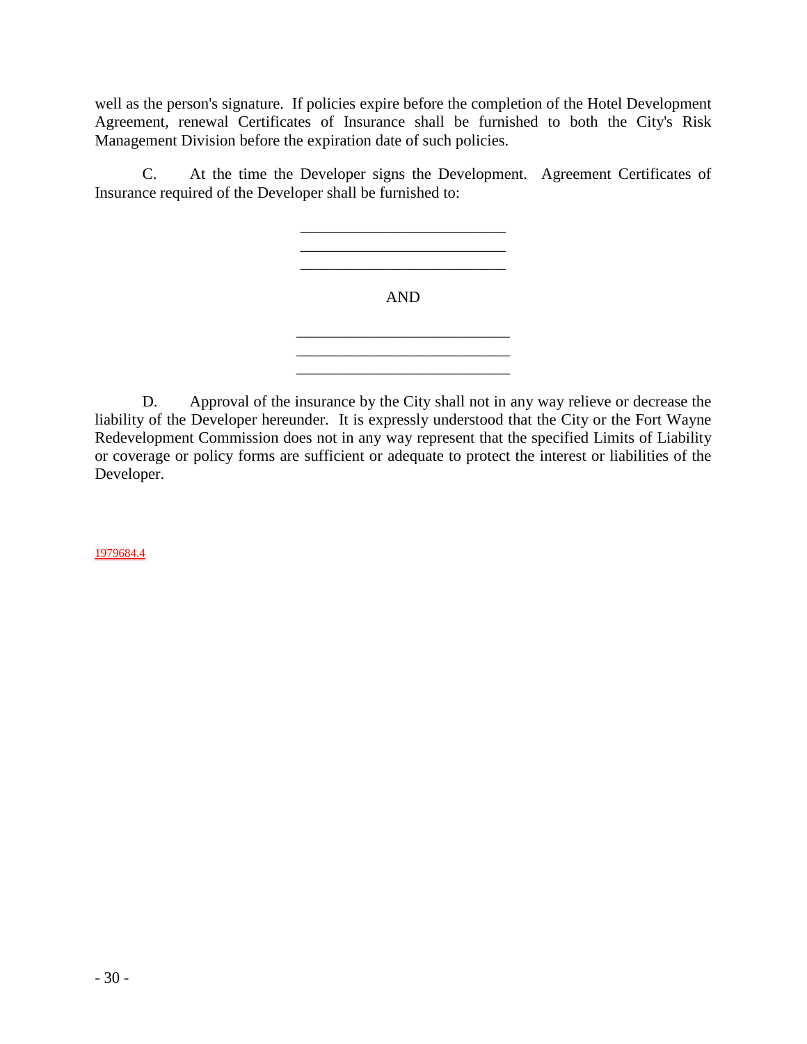well as the person's signature. If policies expire before the completion of the Hotel Development Agreement, renewal Certificates of Insurance shall be furnished to both the City's Risk Management Division before the expiration date of such policies.

C. At the time the Developer signs the Development. Agreement Certificates of Insurance required of the Developer shall be furnished to:

___________________________
___________________________
___________________________

AND

___________________________
___________________________
___________________________

D. Approval of the insurance by the City shall not in any way relieve or decrease the liability of the Developer hereunder. It is expressly understood that the City or the Fort Wayne Redevelopment Commission does not in any way represent that the specified Limits of Liability or coverage or policy forms are sufficient or adequate to protect the interest or liabilities of the Developer.

1979684.4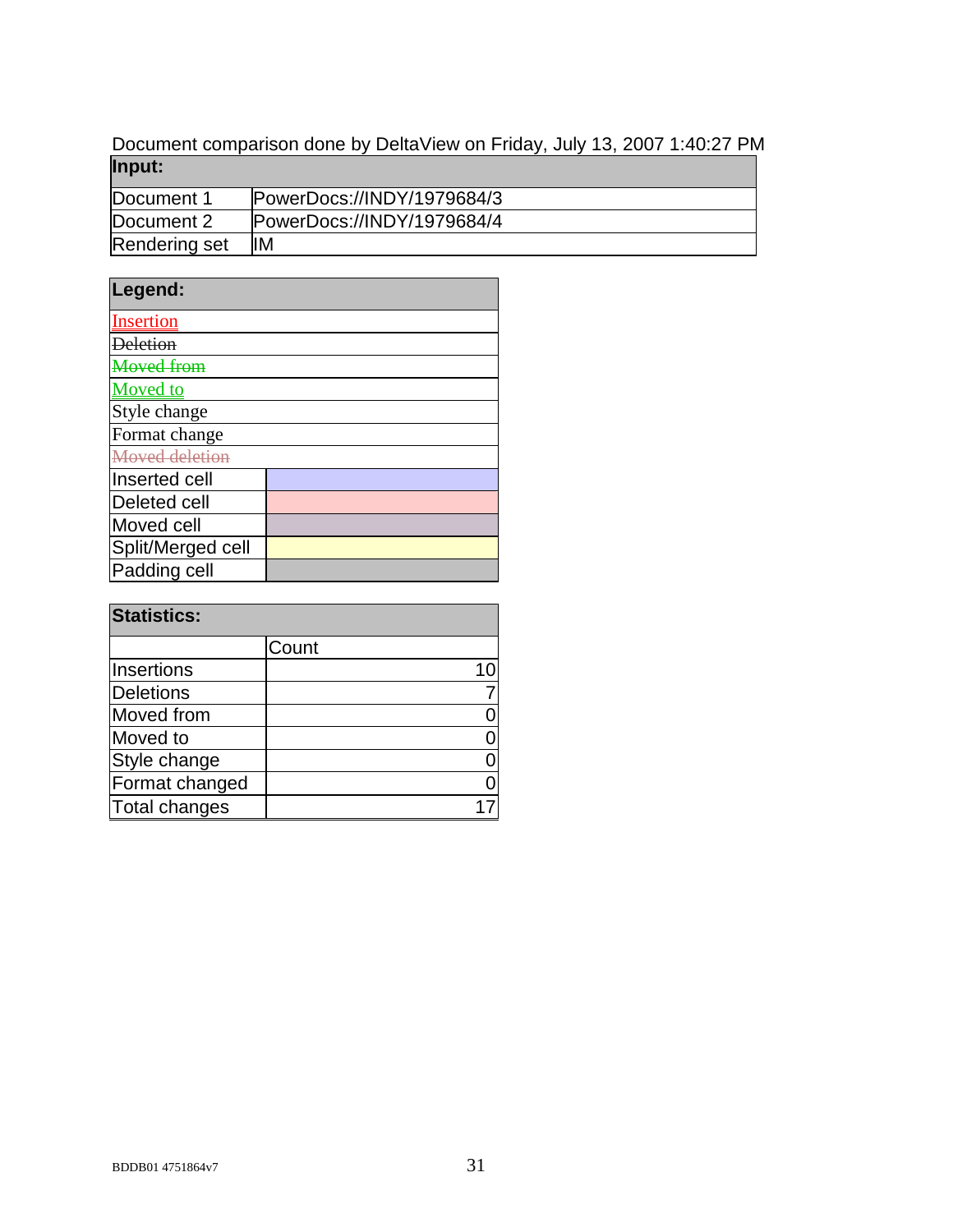Document comparison done by DeltaView on Friday, July 13, 2007 1:40:27 PM

| **Input:** | |
|---|---|
| Document 1 | PowerDocs://INDY/1979684/3 |
| Document 2 | PowerDocs://INDY/1979684/4 |
| Rendering set | IM |

| **Legend:** | |
|---|---|
| Insertion | |
| ~~Deletion~~ | |
| ~~Moved from~~ | |
| Moved to | |
| Style change | |
| Format change | |
| ~~Moved deletion~~ | |
| Inserted cell | |
| Deleted cell | |
| Moved cell | |
| Split/Merged cell | |
| Padding cell | |

| **Statistics:** | |
|---|---|
| | Count |
| Insertions | 10 |
| Deletions | 7 |
| Moved from | 0 |
| Moved to | 0 |
| Style change | 0 |
| Format changed | 0 |
| Total changes | 17 |

BDDB01 4751864v7